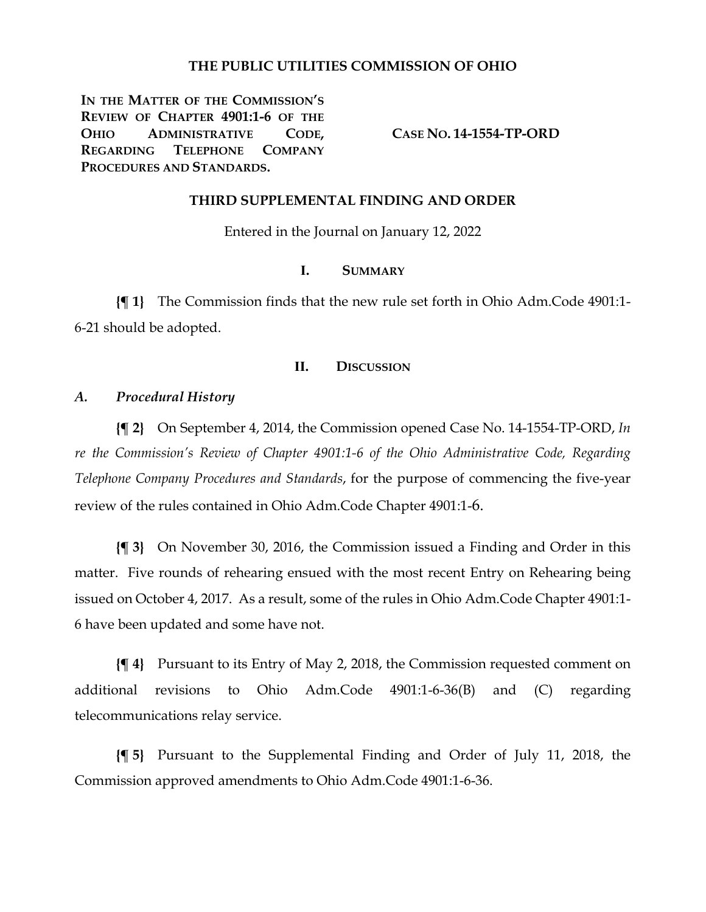# THE PUBLIC UTILITIES COMMISSION OF OHIO

**IN THE MATTER OF THE COMMISSION'S REVIEW OF CHAPTER 4901:1-6 OF THE OHIO ADMINISTRATIVE CODE, REGARDING TELEPHONE COMPANY PROCEDURES AND STANDARDS.**

**CASE NO. 14-1554-TP-ORD**

## THIRD SUPPLEMENTAL FINDING AND ORDER

Entered in the Journal on January 12, 2022

## I. SUMMARY

**{¶ 1}** The Commission finds that the new rule set forth in Ohio Adm.Code 4901:1-6-21 should be adopted.

## II. DISCUSSION

### *A. Procedural History*

**{¶ 2}** On September 4, 2014, the Commission opened Case No. 14-1554-TP-ORD, *In re the Commission's Review of Chapter 4901:1-6 of the Ohio Administrative Code, Regarding Telephone Company Procedures and Standards*, for the purpose of commencing the five-year review of the rules contained in Ohio Adm.Code Chapter 4901:1-6.

**{¶ 3}** On November 30, 2016, the Commission issued a Finding and Order in this matter. Five rounds of rehearing ensued with the most recent Entry on Rehearing being issued on October 4, 2017. As a result, some of the rules in Ohio Adm.Code Chapter 4901:1-6 have been updated and some have not.

**{¶ 4}** Pursuant to its Entry of May 2, 2018, the Commission requested comment on additional revisions to Ohio Adm.Code 4901:1-6-36(B) and (C) regarding telecommunications relay service.

**{¶ 5}** Pursuant to the Supplemental Finding and Order of July 11, 2018, the Commission approved amendments to Ohio Adm.Code 4901:1-6-36.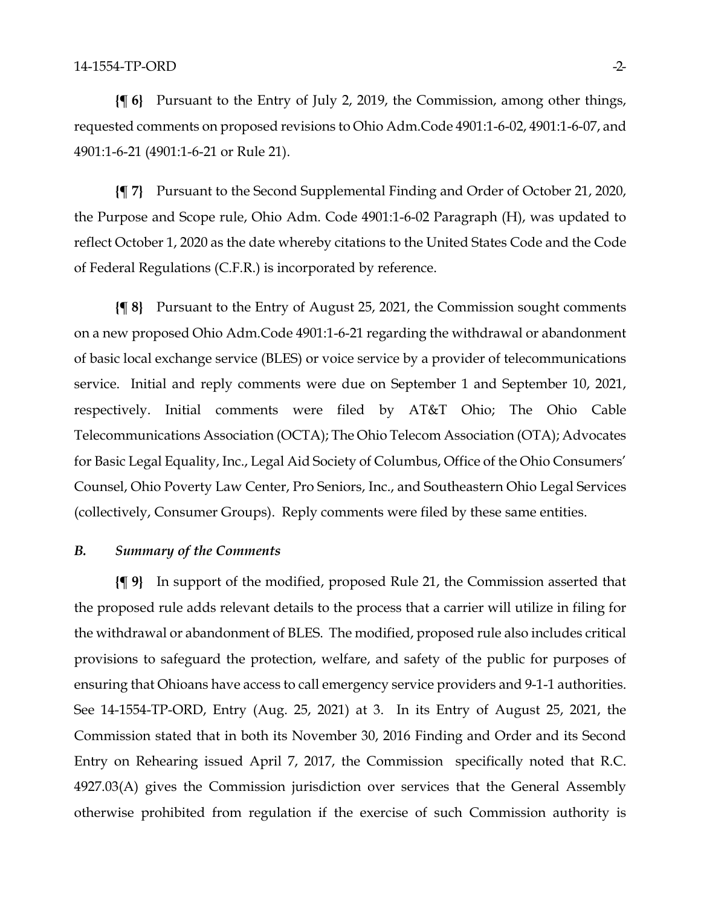**{¶ 6}** Pursuant to the Entry of July 2, 2019, the Commission, among other things, requested comments on proposed revisions to Ohio Adm.Code 4901:1-6-02, 4901:1-6-07, and 4901:1-6-21 (4901:1-6-21 or Rule 21).

**{¶ 7}** Pursuant to the Second Supplemental Finding and Order of October 21, 2020, the Purpose and Scope rule, Ohio Adm. Code 4901:1-6-02 Paragraph (H), was updated to reflect October 1, 2020 as the date whereby citations to the United States Code and the Code of Federal Regulations (C.F.R.) is incorporated by reference.

**{¶ 8}** Pursuant to the Entry of August 25, 2021, the Commission sought comments on a new proposed Ohio Adm.Code 4901:1-6-21 regarding the withdrawal or abandonment of basic local exchange service (BLES) or voice service by a provider of telecommunications service. Initial and reply comments were due on September 1 and September 10, 2021, respectively. Initial comments were filed by AT&T Ohio; The Ohio Cable Telecommunications Association (OCTA); The Ohio Telecom Association (OTA); Advocates for Basic Legal Equality, Inc., Legal Aid Society of Columbus, Office of the Ohio Consumers' Counsel, Ohio Poverty Law Center, Pro Seniors, Inc., and Southeastern Ohio Legal Services (collectively, Consumer Groups). Reply comments were filed by these same entities.

### *B. Summary of the Comments*

**{¶ 9}** In support of the modified, proposed Rule 21, the Commission asserted that the proposed rule adds relevant details to the process that a carrier will utilize in filing for the withdrawal or abandonment of BLES. The modified, proposed rule also includes critical provisions to safeguard the protection, welfare, and safety of the public for purposes of ensuring that Ohioans have access to call emergency service providers and 9-1-1 authorities. See 14-1554-TP-ORD, Entry (Aug. 25, 2021) at 3. In its Entry of August 25, 2021, the Commission stated that in both its November 30, 2016 Finding and Order and its Second Entry on Rehearing issued April 7, 2017, the Commission specifically noted that R.C. 4927.03(A) gives the Commission jurisdiction over services that the General Assembly otherwise prohibited from regulation if the exercise of such Commission authority is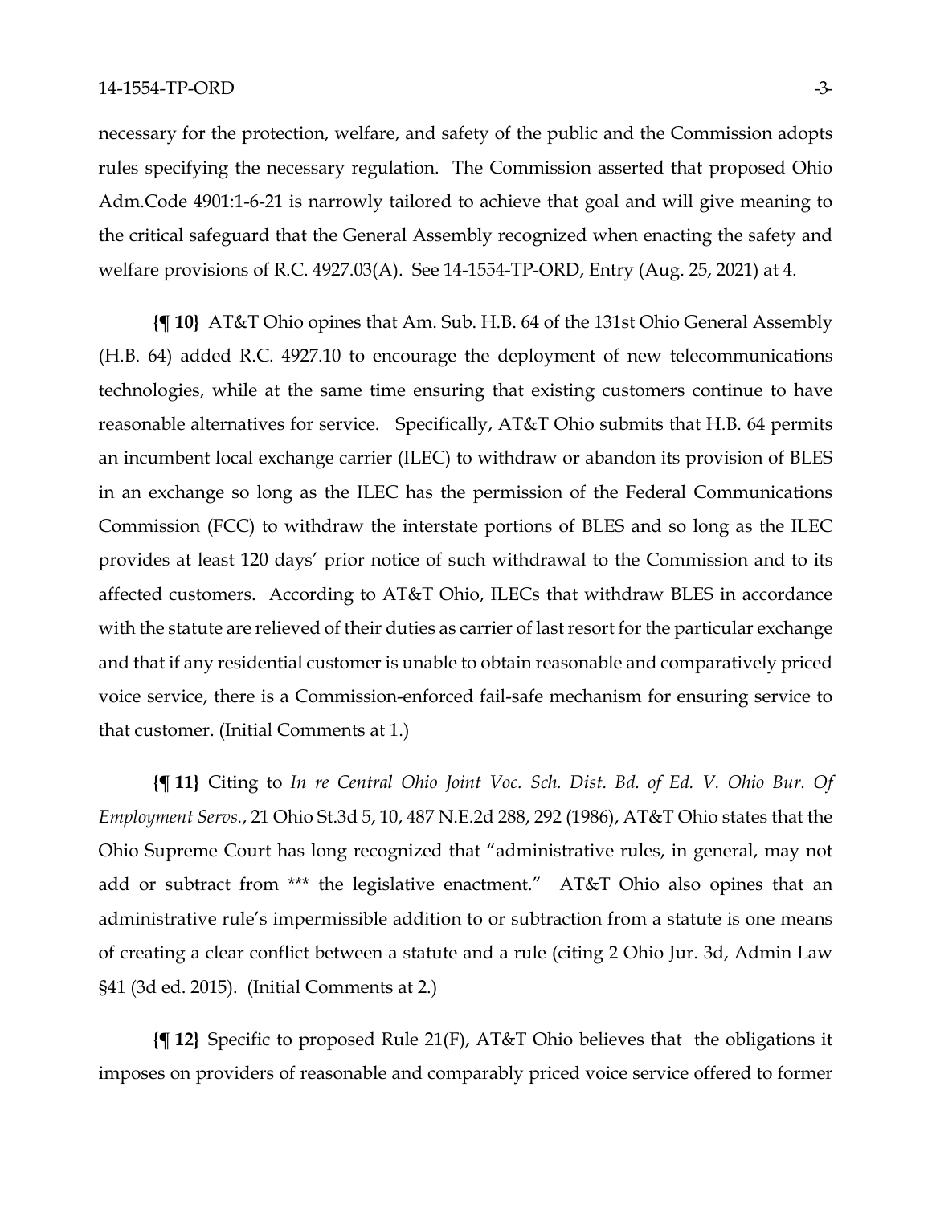necessary for the protection, welfare, and safety of the public and the Commission adopts rules specifying the necessary regulation. The Commission asserted that proposed Ohio Adm.Code 4901:1-6-21 is narrowly tailored to achieve that goal and will give meaning to the critical safeguard that the General Assembly recognized when enacting the safety and welfare provisions of R.C. 4927.03(A). See 14-1554-TP-ORD, Entry (Aug. 25, 2021) at 4.

**{¶ 10}** AT&T Ohio opines that Am. Sub. H.B. 64 of the 131st Ohio General Assembly (H.B. 64) added R.C. 4927.10 to encourage the deployment of new telecommunications technologies, while at the same time ensuring that existing customers continue to have reasonable alternatives for service. Specifically, AT&T Ohio submits that H.B. 64 permits an incumbent local exchange carrier (ILEC) to withdraw or abandon its provision of BLES in an exchange so long as the ILEC has the permission of the Federal Communications Commission (FCC) to withdraw the interstate portions of BLES and so long as the ILEC provides at least 120 days' prior notice of such withdrawal to the Commission and to its affected customers. According to AT&T Ohio, ILECs that withdraw BLES in accordance with the statute are relieved of their duties as carrier of last resort for the particular exchange and that if any residential customer is unable to obtain reasonable and comparatively priced voice service, there is a Commission-enforced fail-safe mechanism for ensuring service to that customer. (Initial Comments at 1.)

**{¶ 11}** Citing to *In re Central Ohio Joint Voc. Sch. Dist. Bd. of Ed. V. Ohio Bur. Of Employment Servs.*, 21 Ohio St.3d 5, 10, 487 N.E.2d 288, 292 (1986), AT&T Ohio states that the Ohio Supreme Court has long recognized that "administrative rules, in general, may not add or subtract from *** the legislative enactment." AT&T Ohio also opines that an administrative rule's impermissible addition to or subtraction from a statute is one means of creating a clear conflict between a statute and a rule (citing 2 Ohio Jur. 3d, Admin Law §41 (3d ed. 2015). (Initial Comments at 2.)

**{¶ 12}** Specific to proposed Rule 21(F), AT&T Ohio believes that the obligations it imposes on providers of reasonable and comparably priced voice service offered to former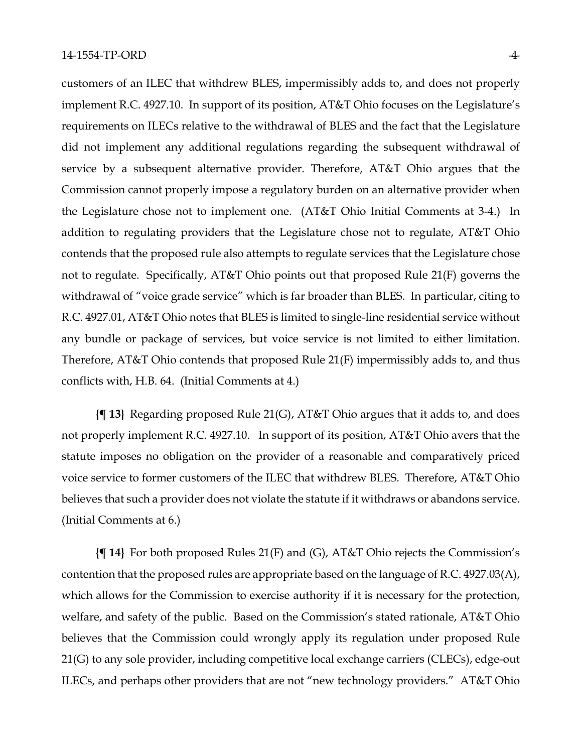customers of an ILEC that withdrew BLES, impermissibly adds to, and does not properly implement R.C. 4927.10. In support of its position, AT&T Ohio focuses on the Legislature's requirements on ILECs relative to the withdrawal of BLES and the fact that the Legislature did not implement any additional regulations regarding the subsequent withdrawal of service by a subsequent alternative provider. Therefore, AT&T Ohio argues that the Commission cannot properly impose a regulatory burden on an alternative provider when the Legislature chose not to implement one. (AT&T Ohio Initial Comments at 3-4.) In addition to regulating providers that the Legislature chose not to regulate, AT&T Ohio contends that the proposed rule also attempts to regulate services that the Legislature chose not to regulate. Specifically, AT&T Ohio points out that proposed Rule 21(F) governs the withdrawal of "voice grade service" which is far broader than BLES. In particular, citing to R.C. 4927.01, AT&T Ohio notes that BLES is limited to single-line residential service without any bundle or package of services, but voice service is not limited to either limitation. Therefore, AT&T Ohio contends that proposed Rule 21(F) impermissibly adds to, and thus conflicts with, H.B. 64. (Initial Comments at 4.)

**{¶ 13}** Regarding proposed Rule 21(G), AT&T Ohio argues that it adds to, and does not properly implement R.C. 4927.10. In support of its position, AT&T Ohio avers that the statute imposes no obligation on the provider of a reasonable and comparatively priced voice service to former customers of the ILEC that withdrew BLES. Therefore, AT&T Ohio believes that such a provider does not violate the statute if it withdraws or abandons service. (Initial Comments at 6.)

**{¶ 14}** For both proposed Rules 21(F) and (G), AT&T Ohio rejects the Commission's contention that the proposed rules are appropriate based on the language of R.C. 4927.03(A), which allows for the Commission to exercise authority if it is necessary for the protection, welfare, and safety of the public. Based on the Commission's stated rationale, AT&T Ohio believes that the Commission could wrongly apply its regulation under proposed Rule 21(G) to any sole provider, including competitive local exchange carriers (CLECs), edge-out ILECs, and perhaps other providers that are not "new technology providers." AT&T Ohio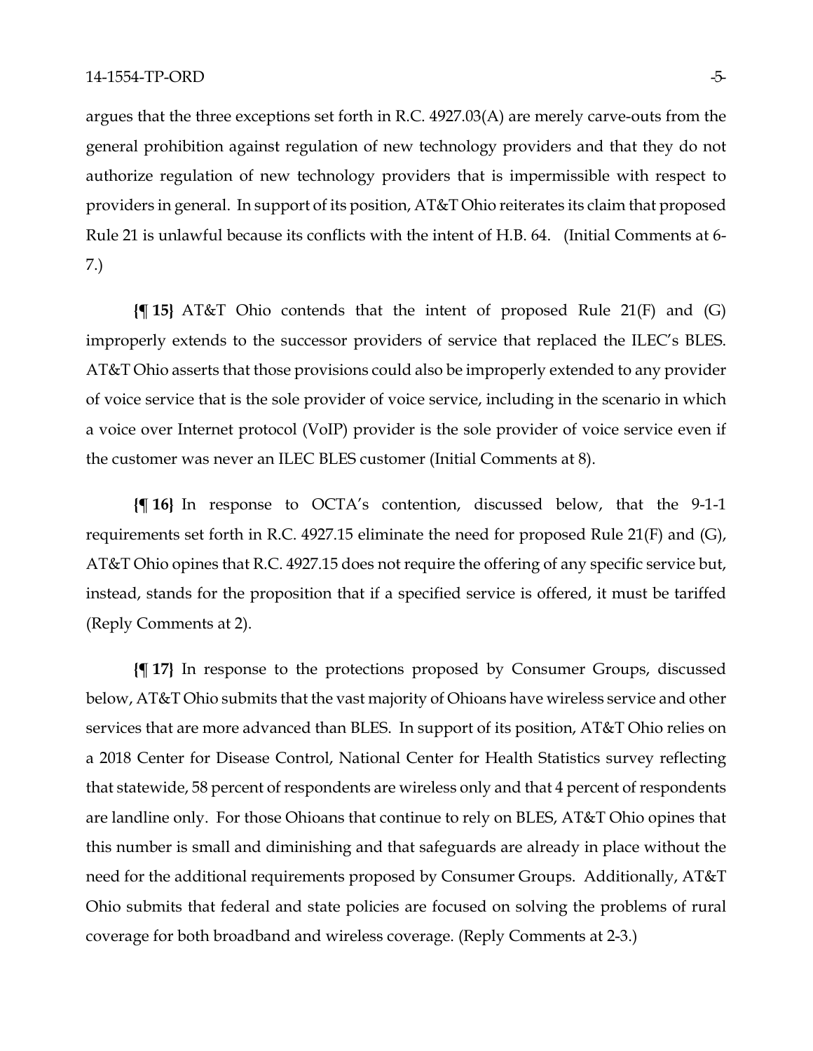argues that the three exceptions set forth in R.C. 4927.03(A) are merely carve-outs from the general prohibition against regulation of new technology providers and that they do not authorize regulation of new technology providers that is impermissible with respect to providers in general. In support of its position, AT&T Ohio reiterates its claim that proposed Rule 21 is unlawful because its conflicts with the intent of H.B. 64. (Initial Comments at 6-7.)

**{¶ 15}** AT&T Ohio contends that the intent of proposed Rule 21(F) and (G) improperly extends to the successor providers of service that replaced the ILEC's BLES. AT&T Ohio asserts that those provisions could also be improperly extended to any provider of voice service that is the sole provider of voice service, including in the scenario in which a voice over Internet protocol (VoIP) provider is the sole provider of voice service even if the customer was never an ILEC BLES customer (Initial Comments at 8).

**{¶ 16}** In response to OCTA's contention, discussed below, that the 9-1-1 requirements set forth in R.C. 4927.15 eliminate the need for proposed Rule 21(F) and (G), AT&T Ohio opines that R.C. 4927.15 does not require the offering of any specific service but, instead, stands for the proposition that if a specified service is offered, it must be tariffed (Reply Comments at 2).

**{¶ 17}** In response to the protections proposed by Consumer Groups, discussed below, AT&T Ohio submits that the vast majority of Ohioans have wireless service and other services that are more advanced than BLES. In support of its position, AT&T Ohio relies on a 2018 Center for Disease Control, National Center for Health Statistics survey reflecting that statewide, 58 percent of respondents are wireless only and that 4 percent of respondents are landline only. For those Ohioans that continue to rely on BLES, AT&T Ohio opines that this number is small and diminishing and that safeguards are already in place without the need for the additional requirements proposed by Consumer Groups. Additionally, AT&T Ohio submits that federal and state policies are focused on solving the problems of rural coverage for both broadband and wireless coverage. (Reply Comments at 2-3.)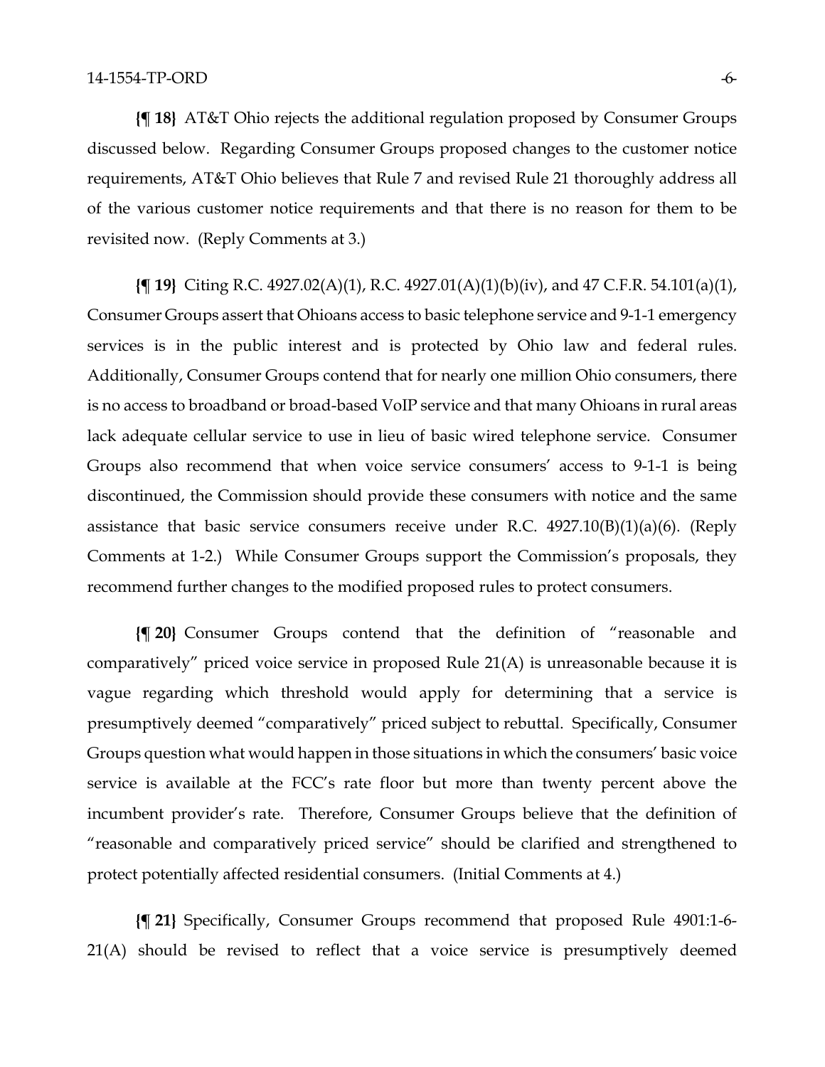**{¶ 18}** AT&T Ohio rejects the additional regulation proposed by Consumer Groups discussed below. Regarding Consumer Groups proposed changes to the customer notice requirements, AT&T Ohio believes that Rule 7 and revised Rule 21 thoroughly address all of the various customer notice requirements and that there is no reason for them to be revisited now. (Reply Comments at 3.)

**{¶ 19}** Citing R.C. 4927.02(A)(1), R.C. 4927.01(A)(1)(b)(iv), and 47 C.F.R. 54.101(a)(1), Consumer Groups assert that Ohioans access to basic telephone service and 9-1-1 emergency services is in the public interest and is protected by Ohio law and federal rules. Additionally, Consumer Groups contend that for nearly one million Ohio consumers, there is no access to broadband or broad-based VoIP service and that many Ohioans in rural areas lack adequate cellular service to use in lieu of basic wired telephone service. Consumer Groups also recommend that when voice service consumers' access to 9-1-1 is being discontinued, the Commission should provide these consumers with notice and the same assistance that basic service consumers receive under R.C. 4927.10(B)(1)(a)(6). (Reply Comments at 1-2.) While Consumer Groups support the Commission's proposals, they recommend further changes to the modified proposed rules to protect consumers.

**{¶ 20}** Consumer Groups contend that the definition of "reasonable and comparatively" priced voice service in proposed Rule 21(A) is unreasonable because it is vague regarding which threshold would apply for determining that a service is presumptively deemed "comparatively" priced subject to rebuttal. Specifically, Consumer Groups question what would happen in those situations in which the consumers' basic voice service is available at the FCC's rate floor but more than twenty percent above the incumbent provider's rate. Therefore, Consumer Groups believe that the definition of "reasonable and comparatively priced service" should be clarified and strengthened to protect potentially affected residential consumers. (Initial Comments at 4.)

**{¶ 21}** Specifically, Consumer Groups recommend that proposed Rule 4901:1-6-21(A) should be revised to reflect that a voice service is presumptively deemed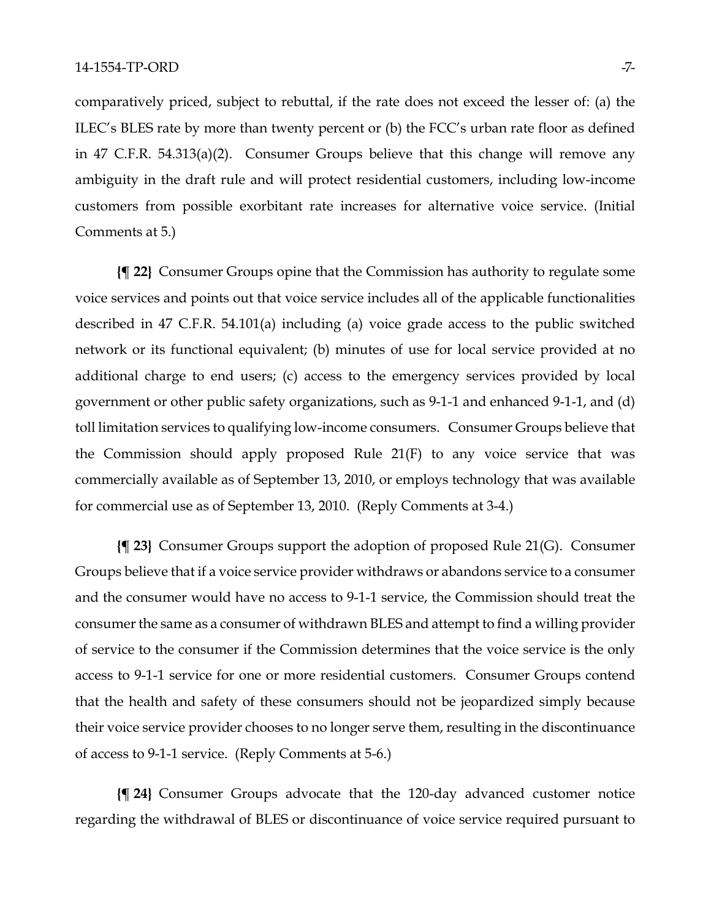comparatively priced, subject to rebuttal, if the rate does not exceed the lesser of: (a) the ILEC's BLES rate by more than twenty percent or (b) the FCC's urban rate floor as defined in 47 C.F.R. 54.313(a)(2). Consumer Groups believe that this change will remove any ambiguity in the draft rule and will protect residential customers, including low-income customers from possible exorbitant rate increases for alternative voice service. (Initial Comments at 5.)

**{¶ 22}** Consumer Groups opine that the Commission has authority to regulate some voice services and points out that voice service includes all of the applicable functionalities described in 47 C.F.R. 54.101(a) including (a) voice grade access to the public switched network or its functional equivalent; (b) minutes of use for local service provided at no additional charge to end users; (c) access to the emergency services provided by local government or other public safety organizations, such as 9-1-1 and enhanced 9-1-1, and (d) toll limitation services to qualifying low-income consumers. Consumer Groups believe that the Commission should apply proposed Rule 21(F) to any voice service that was commercially available as of September 13, 2010, or employs technology that was available for commercial use as of September 13, 2010. (Reply Comments at 3-4.)

**{¶ 23}** Consumer Groups support the adoption of proposed Rule 21(G). Consumer Groups believe that if a voice service provider withdraws or abandons service to a consumer and the consumer would have no access to 9-1-1 service, the Commission should treat the consumer the same as a consumer of withdrawn BLES and attempt to find a willing provider of service to the consumer if the Commission determines that the voice service is the only access to 9-1-1 service for one or more residential customers. Consumer Groups contend that the health and safety of these consumers should not be jeopardized simply because their voice service provider chooses to no longer serve them, resulting in the discontinuance of access to 9-1-1 service. (Reply Comments at 5-6.)

**{¶ 24}** Consumer Groups advocate that the 120-day advanced customer notice regarding the withdrawal of BLES or discontinuance of voice service required pursuant to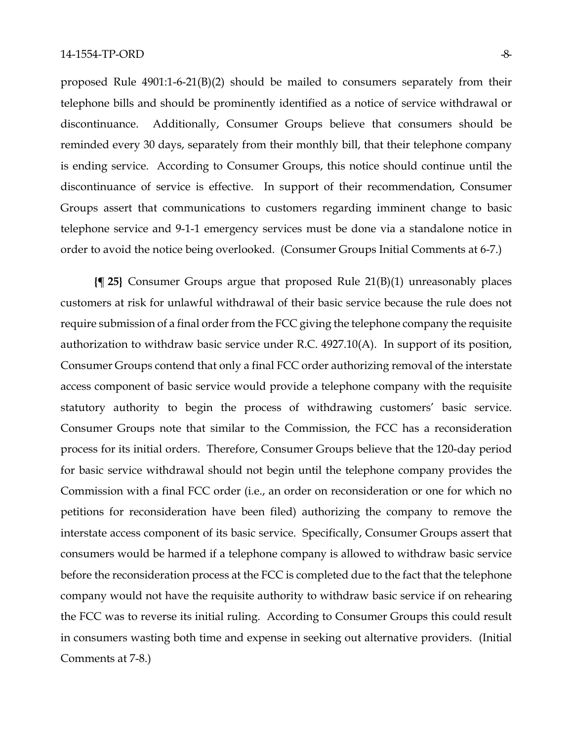proposed Rule 4901:1-6-21(B)(2) should be mailed to consumers separately from their telephone bills and should be prominently identified as a notice of service withdrawal or discontinuance. Additionally, Consumer Groups believe that consumers should be reminded every 30 days, separately from their monthly bill, that their telephone company is ending service. According to Consumer Groups, this notice should continue until the discontinuance of service is effective. In support of their recommendation, Consumer Groups assert that communications to customers regarding imminent change to basic telephone service and 9-1-1 emergency services must be done via a standalone notice in order to avoid the notice being overlooked. (Consumer Groups Initial Comments at 6-7.)

**{¶ 25}** Consumer Groups argue that proposed Rule 21(B)(1) unreasonably places customers at risk for unlawful withdrawal of their basic service because the rule does not require submission of a final order from the FCC giving the telephone company the requisite authorization to withdraw basic service under R.C. 4927.10(A). In support of its position, Consumer Groups contend that only a final FCC order authorizing removal of the interstate access component of basic service would provide a telephone company with the requisite statutory authority to begin the process of withdrawing customers' basic service. Consumer Groups note that similar to the Commission, the FCC has a reconsideration process for its initial orders. Therefore, Consumer Groups believe that the 120-day period for basic service withdrawal should not begin until the telephone company provides the Commission with a final FCC order (i.e., an order on reconsideration or one for which no petitions for reconsideration have been filed) authorizing the company to remove the interstate access component of its basic service. Specifically, Consumer Groups assert that consumers would be harmed if a telephone company is allowed to withdraw basic service before the reconsideration process at the FCC is completed due to the fact that the telephone company would not have the requisite authority to withdraw basic service if on rehearing the FCC was to reverse its initial ruling. According to Consumer Groups this could result in consumers wasting both time and expense in seeking out alternative providers. (Initial Comments at 7-8.)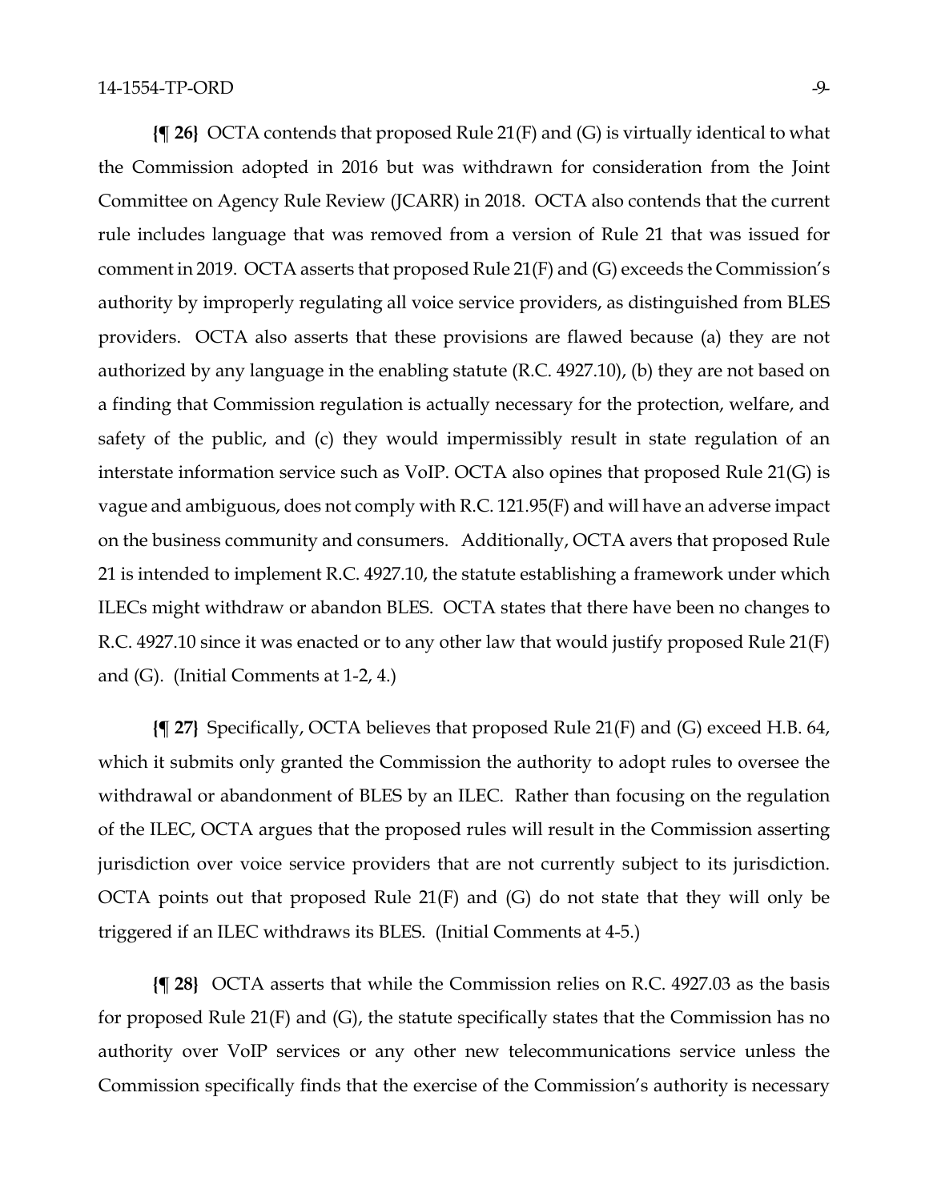**{¶ 26}** OCTA contends that proposed Rule 21(F) and (G) is virtually identical to what the Commission adopted in 2016 but was withdrawn for consideration from the Joint Committee on Agency Rule Review (JCARR) in 2018. OCTA also contends that the current rule includes language that was removed from a version of Rule 21 that was issued for comment in 2019. OCTA asserts that proposed Rule 21(F) and (G) exceeds the Commission's authority by improperly regulating all voice service providers, as distinguished from BLES providers. OCTA also asserts that these provisions are flawed because (a) they are not authorized by any language in the enabling statute (R.C. 4927.10), (b) they are not based on a finding that Commission regulation is actually necessary for the protection, welfare, and safety of the public, and (c) they would impermissibly result in state regulation of an interstate information service such as VoIP. OCTA also opines that proposed Rule 21(G) is vague and ambiguous, does not comply with R.C. 121.95(F) and will have an adverse impact on the business community and consumers. Additionally, OCTA avers that proposed Rule 21 is intended to implement R.C. 4927.10, the statute establishing a framework under which ILECs might withdraw or abandon BLES. OCTA states that there have been no changes to R.C. 4927.10 since it was enacted or to any other law that would justify proposed Rule 21(F) and (G). (Initial Comments at 1-2, 4.)

**{¶ 27}** Specifically, OCTA believes that proposed Rule 21(F) and (G) exceed H.B. 64, which it submits only granted the Commission the authority to adopt rules to oversee the withdrawal or abandonment of BLES by an ILEC. Rather than focusing on the regulation of the ILEC, OCTA argues that the proposed rules will result in the Commission asserting jurisdiction over voice service providers that are not currently subject to its jurisdiction. OCTA points out that proposed Rule 21(F) and (G) do not state that they will only be triggered if an ILEC withdraws its BLES. (Initial Comments at 4-5.)

**{¶ 28}** OCTA asserts that while the Commission relies on R.C. 4927.03 as the basis for proposed Rule 21(F) and (G), the statute specifically states that the Commission has no authority over VoIP services or any other new telecommunications service unless the Commission specifically finds that the exercise of the Commission's authority is necessary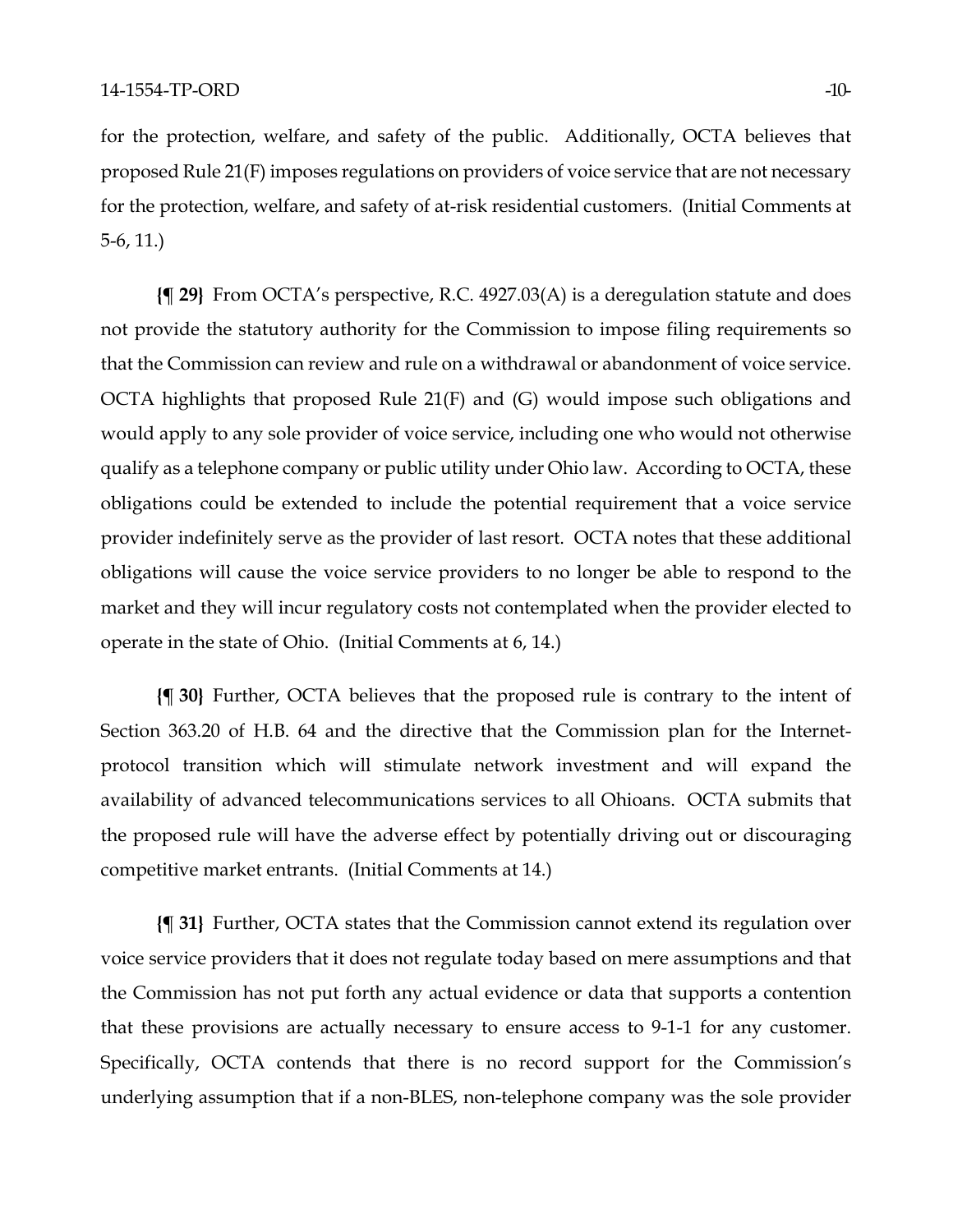for the protection, welfare, and safety of the public. Additionally, OCTA believes that proposed Rule 21(F) imposes regulations on providers of voice service that are not necessary for the protection, welfare, and safety of at-risk residential customers. (Initial Comments at 5-6, 11.)

**{¶ 29}** From OCTA's perspective, R.C. 4927.03(A) is a deregulation statute and does not provide the statutory authority for the Commission to impose filing requirements so that the Commission can review and rule on a withdrawal or abandonment of voice service. OCTA highlights that proposed Rule 21(F) and (G) would impose such obligations and would apply to any sole provider of voice service, including one who would not otherwise qualify as a telephone company or public utility under Ohio law. According to OCTA, these obligations could be extended to include the potential requirement that a voice service provider indefinitely serve as the provider of last resort. OCTA notes that these additional obligations will cause the voice service providers to no longer be able to respond to the market and they will incur regulatory costs not contemplated when the provider elected to operate in the state of Ohio. (Initial Comments at 6, 14.)

**{¶ 30}** Further, OCTA believes that the proposed rule is contrary to the intent of Section 363.20 of H.B. 64 and the directive that the Commission plan for the Internet-protocol transition which will stimulate network investment and will expand the availability of advanced telecommunications services to all Ohioans. OCTA submits that the proposed rule will have the adverse effect by potentially driving out or discouraging competitive market entrants. (Initial Comments at 14.)

**{¶ 31}** Further, OCTA states that the Commission cannot extend its regulation over voice service providers that it does not regulate today based on mere assumptions and that the Commission has not put forth any actual evidence or data that supports a contention that these provisions are actually necessary to ensure access to 9-1-1 for any customer. Specifically, OCTA contends that there is no record support for the Commission's underlying assumption that if a non-BLES, non-telephone company was the sole provider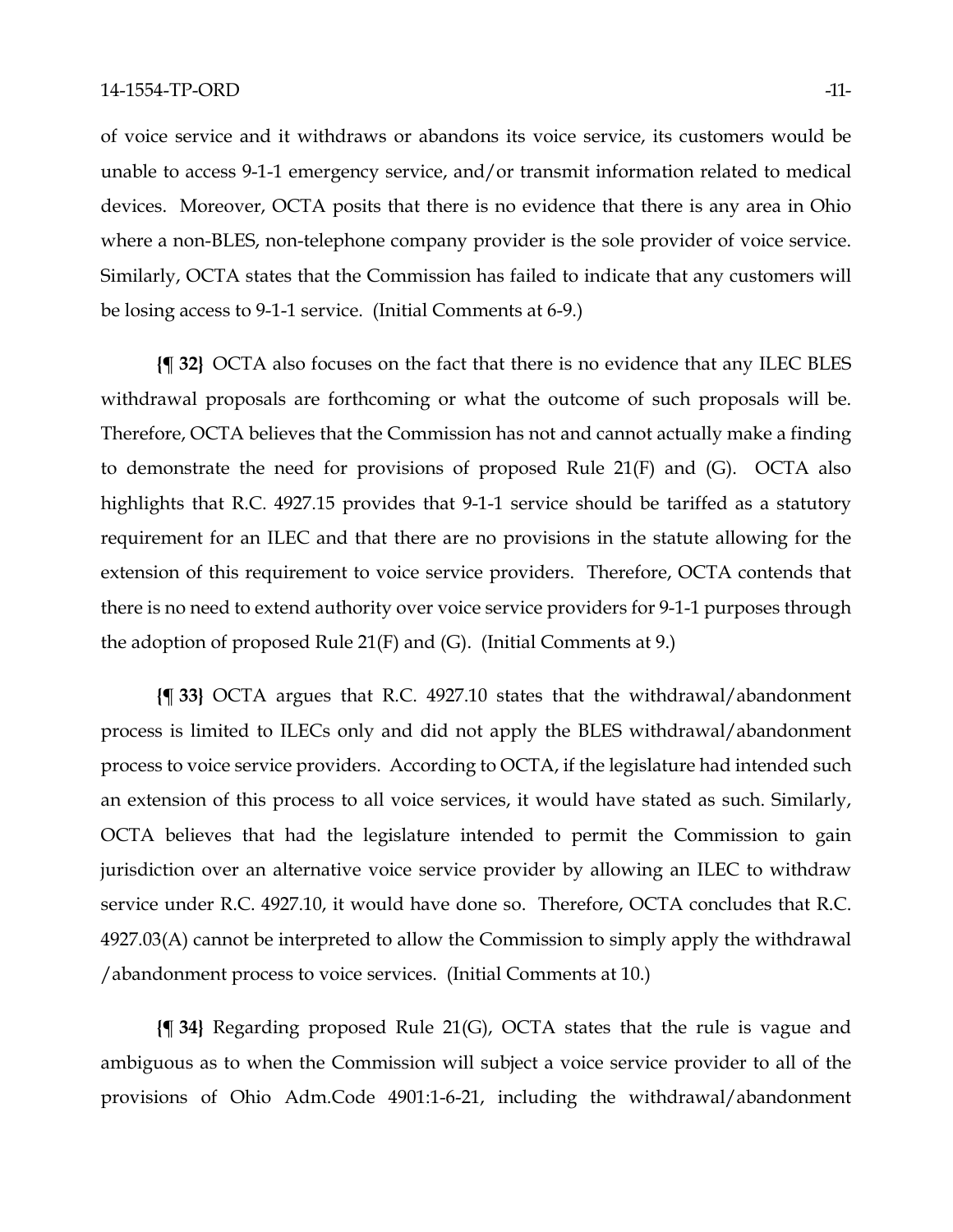of voice service and it withdraws or abandons its voice service, its customers would be unable to access 9-1-1 emergency service, and/or transmit information related to medical devices. Moreover, OCTA posits that there is no evidence that there is any area in Ohio where a non-BLES, non-telephone company provider is the sole provider of voice service. Similarly, OCTA states that the Commission has failed to indicate that any customers will be losing access to 9-1-1 service. (Initial Comments at 6-9.)

**{¶ 32}** OCTA also focuses on the fact that there is no evidence that any ILEC BLES withdrawal proposals are forthcoming or what the outcome of such proposals will be. Therefore, OCTA believes that the Commission has not and cannot actually make a finding to demonstrate the need for provisions of proposed Rule 21(F) and (G). OCTA also highlights that R.C. 4927.15 provides that 9-1-1 service should be tariffed as a statutory requirement for an ILEC and that there are no provisions in the statute allowing for the extension of this requirement to voice service providers. Therefore, OCTA contends that there is no need to extend authority over voice service providers for 9-1-1 purposes through the adoption of proposed Rule 21(F) and (G). (Initial Comments at 9.)

**{¶ 33}** OCTA argues that R.C. 4927.10 states that the withdrawal/abandonment process is limited to ILECs only and did not apply the BLES withdrawal/abandonment process to voice service providers. According to OCTA, if the legislature had intended such an extension of this process to all voice services, it would have stated as such. Similarly, OCTA believes that had the legislature intended to permit the Commission to gain jurisdiction over an alternative voice service provider by allowing an ILEC to withdraw service under R.C. 4927.10, it would have done so. Therefore, OCTA concludes that R.C. 4927.03(A) cannot be interpreted to allow the Commission to simply apply the withdrawal /abandonment process to voice services. (Initial Comments at 10.)

**{¶ 34}** Regarding proposed Rule 21(G), OCTA states that the rule is vague and ambiguous as to when the Commission will subject a voice service provider to all of the provisions of Ohio Adm.Code 4901:1-6-21, including the withdrawal/abandonment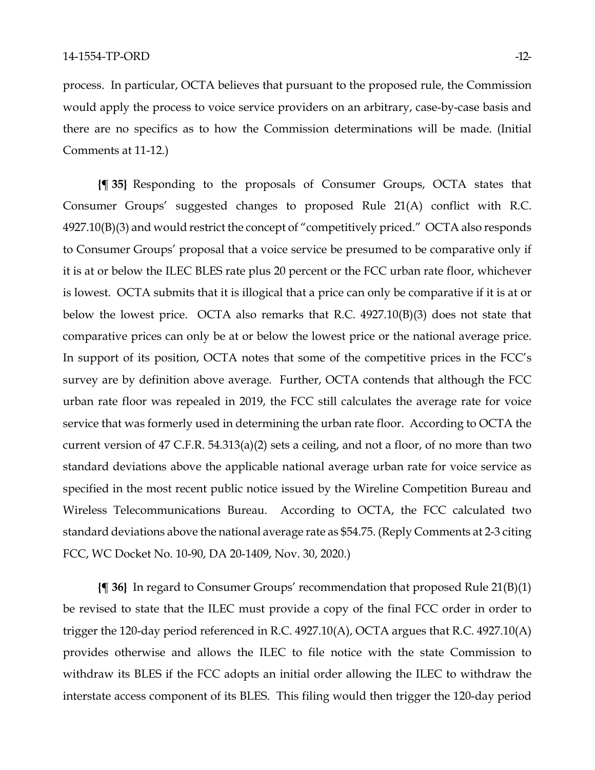process. In particular, OCTA believes that pursuant to the proposed rule, the Commission would apply the process to voice service providers on an arbitrary, case-by-case basis and there are no specifics as to how the Commission determinations will be made. (Initial Comments at 11-12.)

**{¶ 35}** Responding to the proposals of Consumer Groups, OCTA states that Consumer Groups' suggested changes to proposed Rule 21(A) conflict with R.C. 4927.10(B)(3) and would restrict the concept of "competitively priced." OCTA also responds to Consumer Groups' proposal that a voice service be presumed to be comparative only if it is at or below the ILEC BLES rate plus 20 percent or the FCC urban rate floor, whichever is lowest. OCTA submits that it is illogical that a price can only be comparative if it is at or below the lowest price. OCTA also remarks that R.C. 4927.10(B)(3) does not state that comparative prices can only be at or below the lowest price or the national average price. In support of its position, OCTA notes that some of the competitive prices in the FCC's survey are by definition above average. Further, OCTA contends that although the FCC urban rate floor was repealed in 2019, the FCC still calculates the average rate for voice service that was formerly used in determining the urban rate floor. According to OCTA the current version of 47 C.F.R. 54.313(a)(2) sets a ceiling, and not a floor, of no more than two standard deviations above the applicable national average urban rate for voice service as specified in the most recent public notice issued by the Wireline Competition Bureau and Wireless Telecommunications Bureau. According to OCTA, the FCC calculated two standard deviations above the national average rate as $54.75. (Reply Comments at 2-3 citing FCC, WC Docket No. 10-90, DA 20-1409, Nov. 30, 2020.)

**{¶ 36}** In regard to Consumer Groups' recommendation that proposed Rule 21(B)(1) be revised to state that the ILEC must provide a copy of the final FCC order in order to trigger the 120-day period referenced in R.C. 4927.10(A), OCTA argues that R.C. 4927.10(A) provides otherwise and allows the ILEC to file notice with the state Commission to withdraw its BLES if the FCC adopts an initial order allowing the ILEC to withdraw the interstate access component of its BLES. This filing would then trigger the 120-day period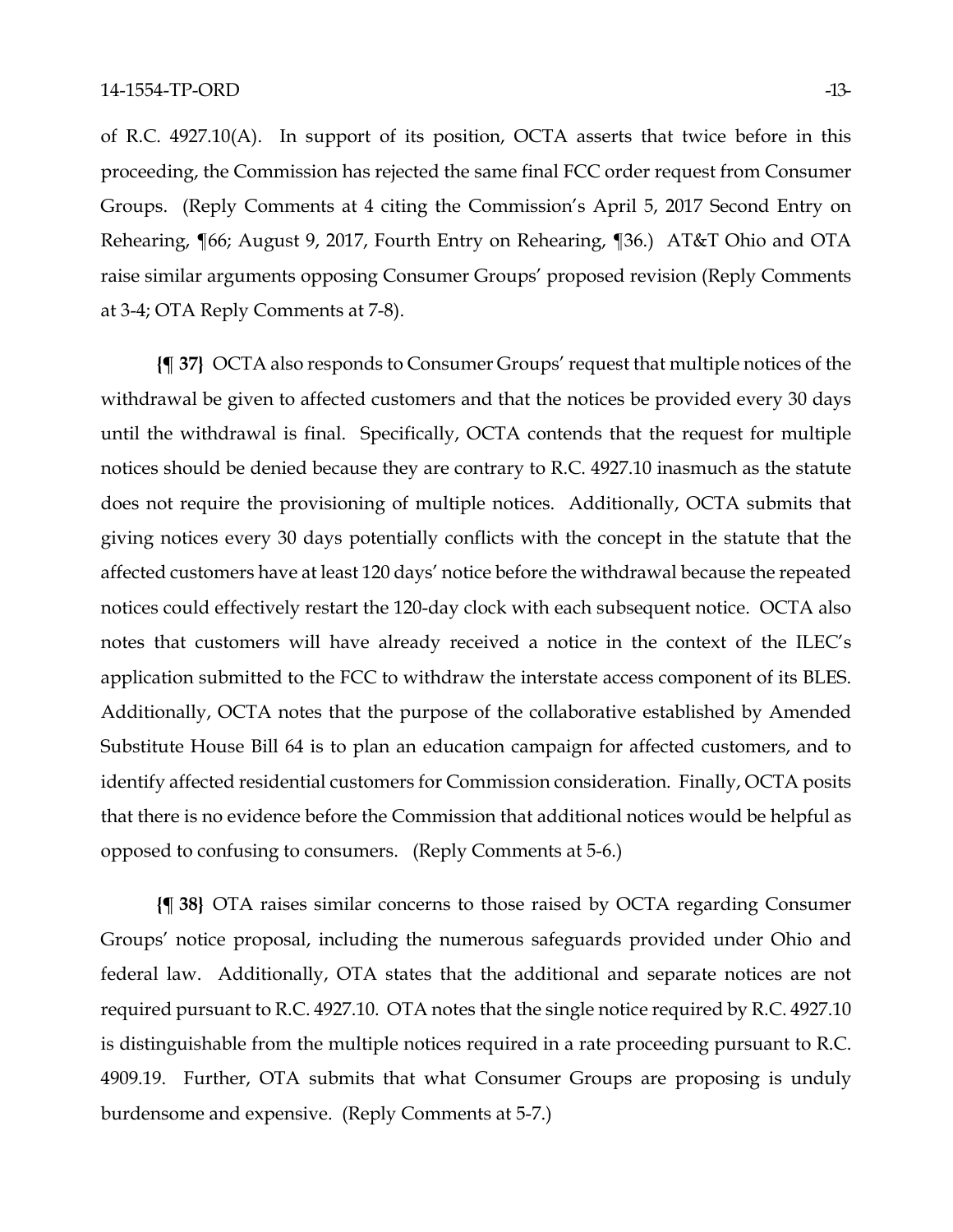of R.C. 4927.10(A). In support of its position, OCTA asserts that twice before in this proceeding, the Commission has rejected the same final FCC order request from Consumer Groups. (Reply Comments at 4 citing the Commission's April 5, 2017 Second Entry on Rehearing, ¶66; August 9, 2017, Fourth Entry on Rehearing, ¶36.) AT&T Ohio and OTA raise similar arguments opposing Consumer Groups' proposed revision (Reply Comments at 3-4; OTA Reply Comments at 7-8).

**{¶ 37}** OCTA also responds to Consumer Groups' request that multiple notices of the withdrawal be given to affected customers and that the notices be provided every 30 days until the withdrawal is final. Specifically, OCTA contends that the request for multiple notices should be denied because they are contrary to R.C. 4927.10 inasmuch as the statute does not require the provisioning of multiple notices. Additionally, OCTA submits that giving notices every 30 days potentially conflicts with the concept in the statute that the affected customers have at least 120 days' notice before the withdrawal because the repeated notices could effectively restart the 120-day clock with each subsequent notice. OCTA also notes that customers will have already received a notice in the context of the ILEC's application submitted to the FCC to withdraw the interstate access component of its BLES. Additionally, OCTA notes that the purpose of the collaborative established by Amended Substitute House Bill 64 is to plan an education campaign for affected customers, and to identify affected residential customers for Commission consideration. Finally, OCTA posits that there is no evidence before the Commission that additional notices would be helpful as opposed to confusing to consumers. (Reply Comments at 5-6.)

**{¶ 38}** OTA raises similar concerns to those raised by OCTA regarding Consumer Groups' notice proposal, including the numerous safeguards provided under Ohio and federal law. Additionally, OTA states that the additional and separate notices are not required pursuant to R.C. 4927.10. OTA notes that the single notice required by R.C. 4927.10 is distinguishable from the multiple notices required in a rate proceeding pursuant to R.C. 4909.19. Further, OTA submits that what Consumer Groups are proposing is unduly burdensome and expensive. (Reply Comments at 5-7.)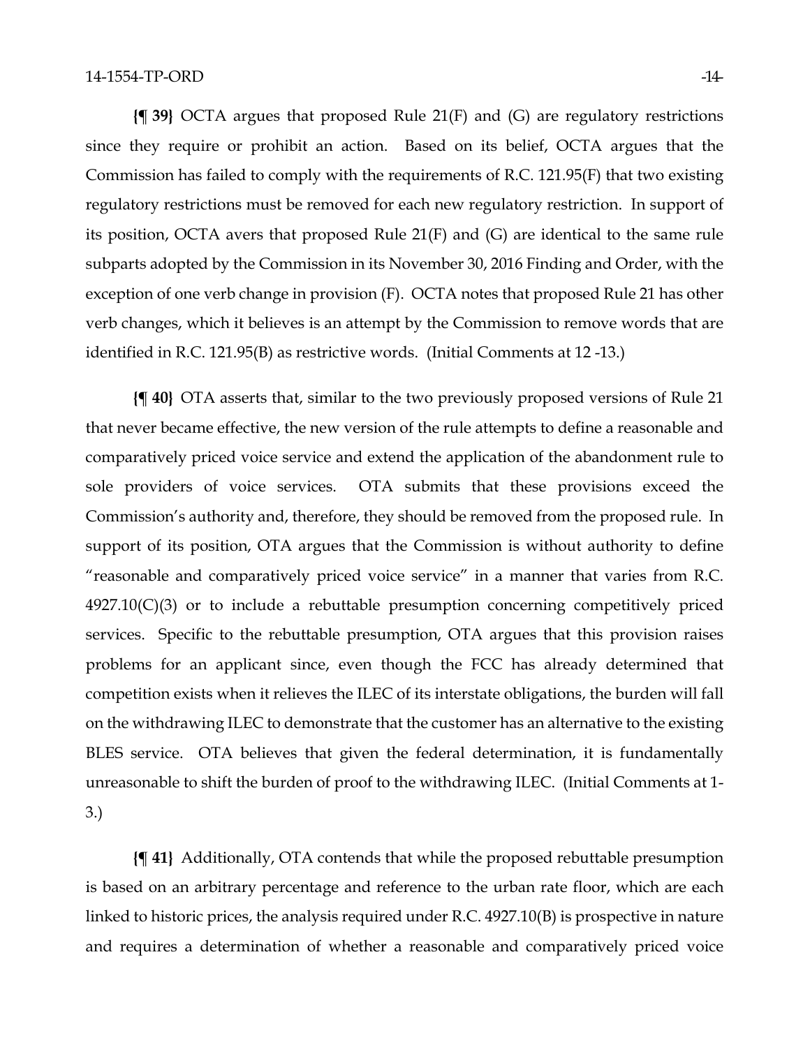**{¶ 39}** OCTA argues that proposed Rule 21(F) and (G) are regulatory restrictions since they require or prohibit an action. Based on its belief, OCTA argues that the Commission has failed to comply with the requirements of R.C. 121.95(F) that two existing regulatory restrictions must be removed for each new regulatory restriction. In support of its position, OCTA avers that proposed Rule 21(F) and (G) are identical to the same rule subparts adopted by the Commission in its November 30, 2016 Finding and Order, with the exception of one verb change in provision (F). OCTA notes that proposed Rule 21 has other verb changes, which it believes is an attempt by the Commission to remove words that are identified in R.C. 121.95(B) as restrictive words. (Initial Comments at 12 -13.)

**{¶ 40}** OTA asserts that, similar to the two previously proposed versions of Rule 21 that never became effective, the new version of the rule attempts to define a reasonable and comparatively priced voice service and extend the application of the abandonment rule to sole providers of voice services. OTA submits that these provisions exceed the Commission's authority and, therefore, they should be removed from the proposed rule. In support of its position, OTA argues that the Commission is without authority to define "reasonable and comparatively priced voice service" in a manner that varies from R.C. 4927.10(C)(3) or to include a rebuttable presumption concerning competitively priced services. Specific to the rebuttable presumption, OTA argues that this provision raises problems for an applicant since, even though the FCC has already determined that competition exists when it relieves the ILEC of its interstate obligations, the burden will fall on the withdrawing ILEC to demonstrate that the customer has an alternative to the existing BLES service. OTA believes that given the federal determination, it is fundamentally unreasonable to shift the burden of proof to the withdrawing ILEC. (Initial Comments at 1-3.)

**{¶ 41}** Additionally, OTA contends that while the proposed rebuttable presumption is based on an arbitrary percentage and reference to the urban rate floor, which are each linked to historic prices, the analysis required under R.C. 4927.10(B) is prospective in nature and requires a determination of whether a reasonable and comparatively priced voice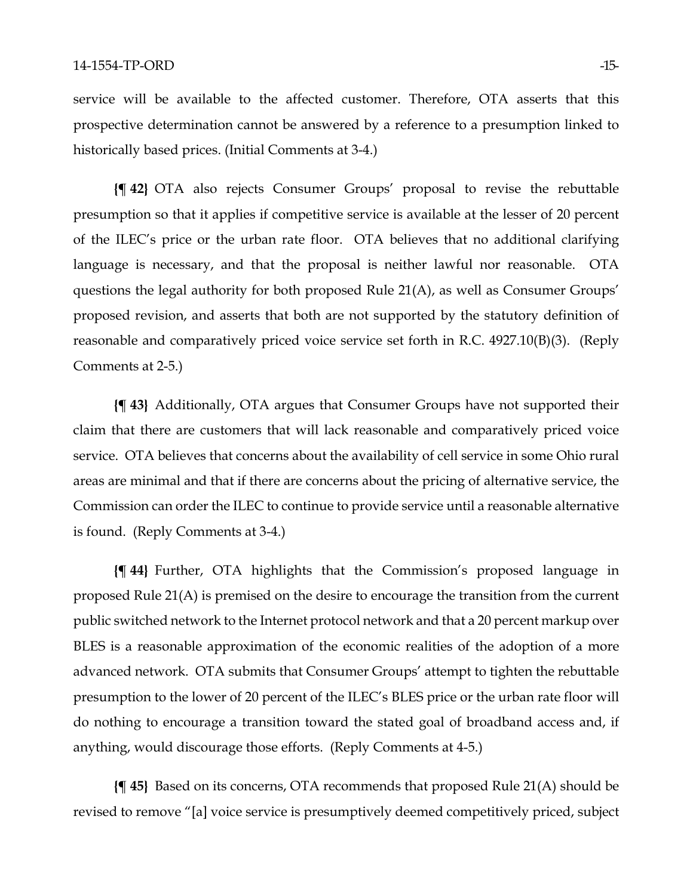service will be available to the affected customer. Therefore, OTA asserts that this prospective determination cannot be answered by a reference to a presumption linked to historically based prices. (Initial Comments at 3-4.)

**{¶ 42}** OTA also rejects Consumer Groups' proposal to revise the rebuttable presumption so that it applies if competitive service is available at the lesser of 20 percent of the ILEC's price or the urban rate floor. OTA believes that no additional clarifying language is necessary, and that the proposal is neither lawful nor reasonable. OTA questions the legal authority for both proposed Rule 21(A), as well as Consumer Groups' proposed revision, and asserts that both are not supported by the statutory definition of reasonable and comparatively priced voice service set forth in R.C. 4927.10(B)(3). (Reply Comments at 2-5.)

**{¶ 43}** Additionally, OTA argues that Consumer Groups have not supported their claim that there are customers that will lack reasonable and comparatively priced voice service. OTA believes that concerns about the availability of cell service in some Ohio rural areas are minimal and that if there are concerns about the pricing of alternative service, the Commission can order the ILEC to continue to provide service until a reasonable alternative is found. (Reply Comments at 3-4.)

**{¶ 44}** Further, OTA highlights that the Commission's proposed language in proposed Rule 21(A) is premised on the desire to encourage the transition from the current public switched network to the Internet protocol network and that a 20 percent markup over BLES is a reasonable approximation of the economic realities of the adoption of a more advanced network. OTA submits that Consumer Groups' attempt to tighten the rebuttable presumption to the lower of 20 percent of the ILEC's BLES price or the urban rate floor will do nothing to encourage a transition toward the stated goal of broadband access and, if anything, would discourage those efforts. (Reply Comments at 4-5.)

**{¶ 45}** Based on its concerns, OTA recommends that proposed Rule 21(A) should be revised to remove "[a] voice service is presumptively deemed competitively priced, subject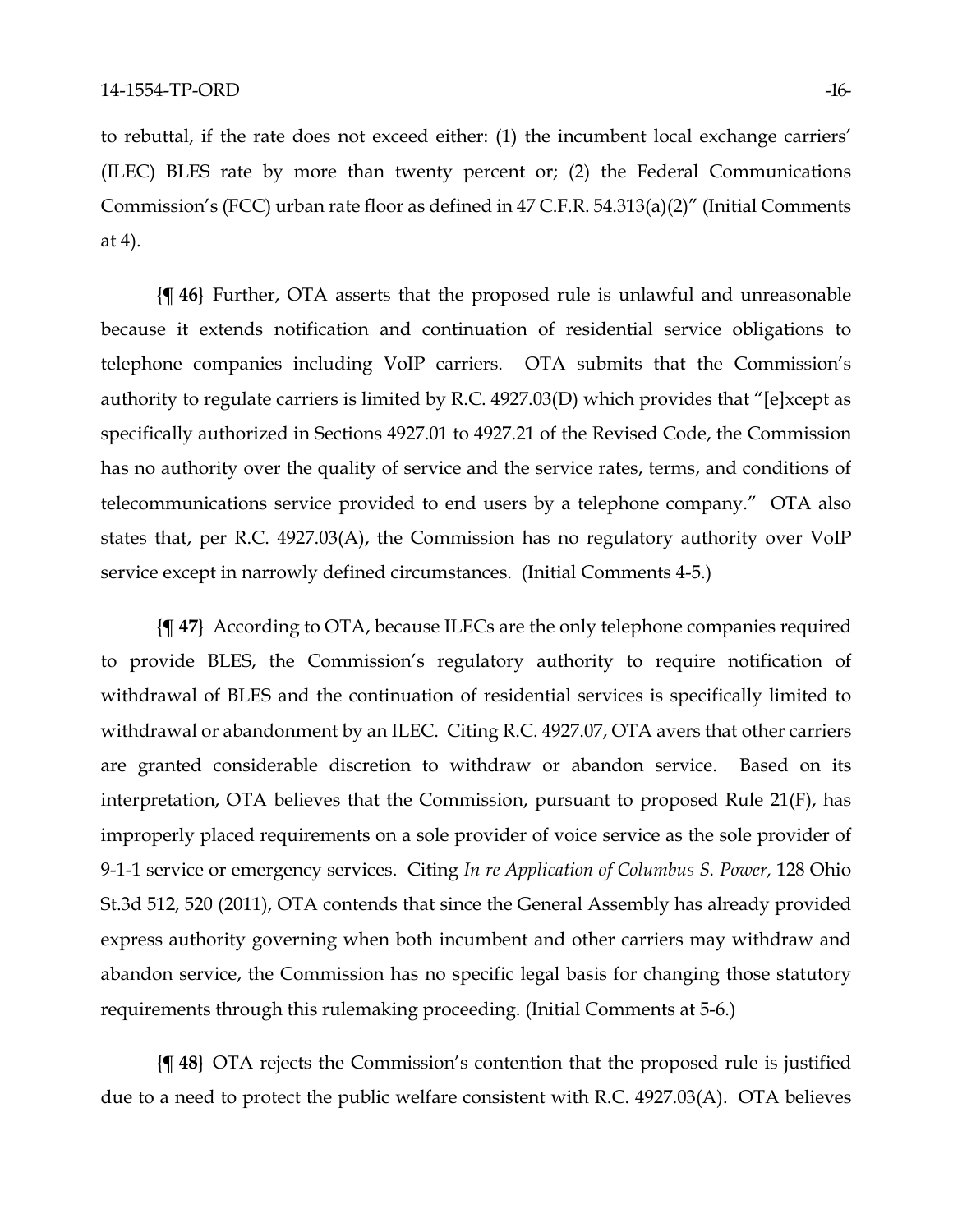to rebuttal, if the rate does not exceed either: (1) the incumbent local exchange carriers' (ILEC) BLES rate by more than twenty percent or; (2) the Federal Communications Commission's (FCC) urban rate floor as defined in 47 C.F.R. 54.313(a)(2)" (Initial Comments at 4).

**{¶ 46}** Further, OTA asserts that the proposed rule is unlawful and unreasonable because it extends notification and continuation of residential service obligations to telephone companies including VoIP carriers. OTA submits that the Commission's authority to regulate carriers is limited by R.C. 4927.03(D) which provides that "[e]xcept as specifically authorized in Sections 4927.01 to 4927.21 of the Revised Code, the Commission has no authority over the quality of service and the service rates, terms, and conditions of telecommunications service provided to end users by a telephone company." OTA also states that, per R.C. 4927.03(A), the Commission has no regulatory authority over VoIP service except in narrowly defined circumstances. (Initial Comments 4-5.)

**{¶ 47}** According to OTA, because ILECs are the only telephone companies required to provide BLES, the Commission's regulatory authority to require notification of withdrawal of BLES and the continuation of residential services is specifically limited to withdrawal or abandonment by an ILEC. Citing R.C. 4927.07, OTA avers that other carriers are granted considerable discretion to withdraw or abandon service. Based on its interpretation, OTA believes that the Commission, pursuant to proposed Rule 21(F), has improperly placed requirements on a sole provider of voice service as the sole provider of 9-1-1 service or emergency services. Citing *In re Application of Columbus S. Power,* 128 Ohio St.3d 512, 520 (2011), OTA contends that since the General Assembly has already provided express authority governing when both incumbent and other carriers may withdraw and abandon service, the Commission has no specific legal basis for changing those statutory requirements through this rulemaking proceeding. (Initial Comments at 5-6.)

**{¶ 48}** OTA rejects the Commission's contention that the proposed rule is justified due to a need to protect the public welfare consistent with R.C. 4927.03(A). OTA believes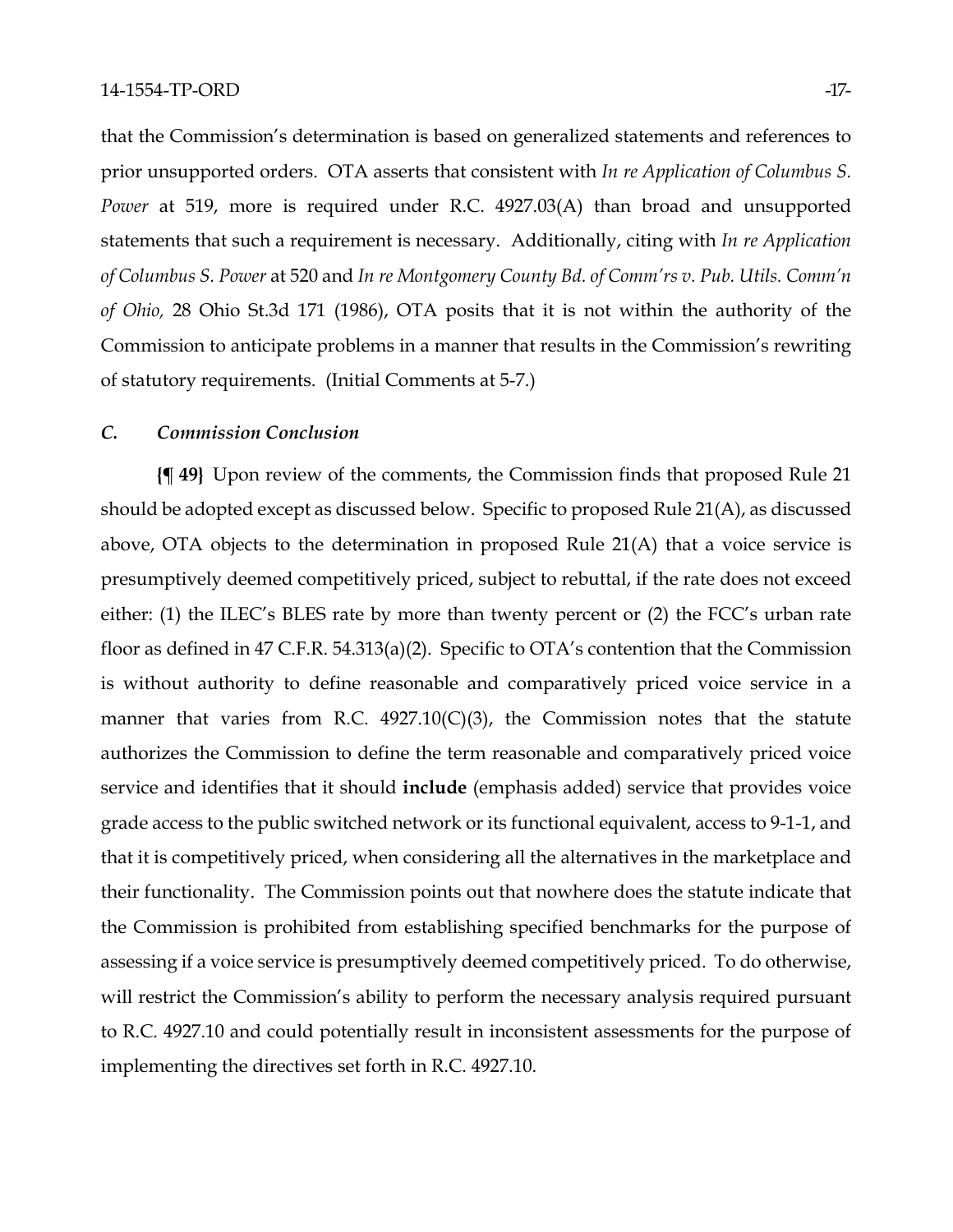that the Commission's determination is based on generalized statements and references to prior unsupported orders. OTA asserts that consistent with *In re Application of Columbus S. Power* at 519, more is required under R.C. 4927.03(A) than broad and unsupported statements that such a requirement is necessary. Additionally, citing with *In re Application of Columbus S. Power* at 520 and *In re Montgomery County Bd. of Comm'rs v. Pub. Utils. Comm'n of Ohio,* 28 Ohio St.3d 171 (1986), OTA posits that it is not within the authority of the Commission to anticipate problems in a manner that results in the Commission's rewriting of statutory requirements. (Initial Comments at 5-7.)

### *C. Commission Conclusion*

**{¶ 49}** Upon review of the comments, the Commission finds that proposed Rule 21 should be adopted except as discussed below. Specific to proposed Rule 21(A), as discussed above, OTA objects to the determination in proposed Rule 21(A) that a voice service is presumptively deemed competitively priced, subject to rebuttal, if the rate does not exceed either: (1) the ILEC's BLES rate by more than twenty percent or (2) the FCC's urban rate floor as defined in 47 C.F.R. 54.313(a)(2). Specific to OTA's contention that the Commission is without authority to define reasonable and comparatively priced voice service in a manner that varies from R.C. 4927.10(C)(3), the Commission notes that the statute authorizes the Commission to define the term reasonable and comparatively priced voice service and identifies that it should **include** (emphasis added) service that provides voice grade access to the public switched network or its functional equivalent, access to 9-1-1, and that it is competitively priced, when considering all the alternatives in the marketplace and their functionality. The Commission points out that nowhere does the statute indicate that the Commission is prohibited from establishing specified benchmarks for the purpose of assessing if a voice service is presumptively deemed competitively priced. To do otherwise, will restrict the Commission's ability to perform the necessary analysis required pursuant to R.C. 4927.10 and could potentially result in inconsistent assessments for the purpose of implementing the directives set forth in R.C. 4927.10.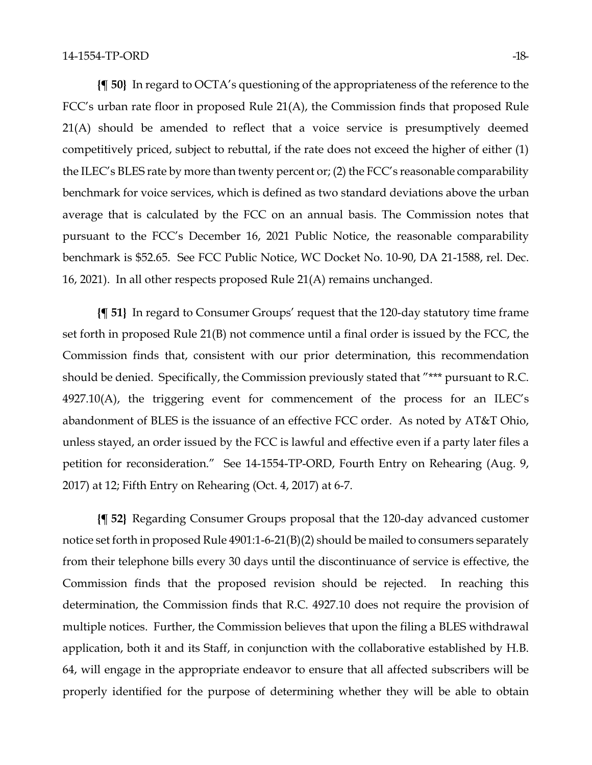**{¶ 50}** In regard to OCTA's questioning of the appropriateness of the reference to the FCC's urban rate floor in proposed Rule 21(A), the Commission finds that proposed Rule 21(A) should be amended to reflect that a voice service is presumptively deemed competitively priced, subject to rebuttal, if the rate does not exceed the higher of either (1) the ILEC's BLES rate by more than twenty percent or; (2) the FCC's reasonable comparability benchmark for voice services, which is defined as two standard deviations above the urban average that is calculated by the FCC on an annual basis. The Commission notes that pursuant to the FCC's December 16, 2021 Public Notice, the reasonable comparability benchmark is $52.65. See FCC Public Notice, WC Docket No. 10-90, DA 21-1588, rel. Dec. 16, 2021). In all other respects proposed Rule 21(A) remains unchanged.

**{¶ 51}** In regard to Consumer Groups' request that the 120-day statutory time frame set forth in proposed Rule 21(B) not commence until a final order is issued by the FCC, the Commission finds that, consistent with our prior determination, this recommendation should be denied. Specifically, the Commission previously stated that "*** pursuant to R.C. 4927.10(A), the triggering event for commencement of the process for an ILEC's abandonment of BLES is the issuance of an effective FCC order. As noted by AT&T Ohio, unless stayed, an order issued by the FCC is lawful and effective even if a party later files a petition for reconsideration." See 14-1554-TP-ORD, Fourth Entry on Rehearing (Aug. 9, 2017) at 12; Fifth Entry on Rehearing (Oct. 4, 2017) at 6-7.

**{¶ 52}** Regarding Consumer Groups proposal that the 120-day advanced customer notice set forth in proposed Rule 4901:1-6-21(B)(2) should be mailed to consumers separately from their telephone bills every 30 days until the discontinuance of service is effective, the Commission finds that the proposed revision should be rejected. In reaching this determination, the Commission finds that R.C. 4927.10 does not require the provision of multiple notices. Further, the Commission believes that upon the filing a BLES withdrawal application, both it and its Staff, in conjunction with the collaborative established by H.B. 64, will engage in the appropriate endeavor to ensure that all affected subscribers will be properly identified for the purpose of determining whether they will be able to obtain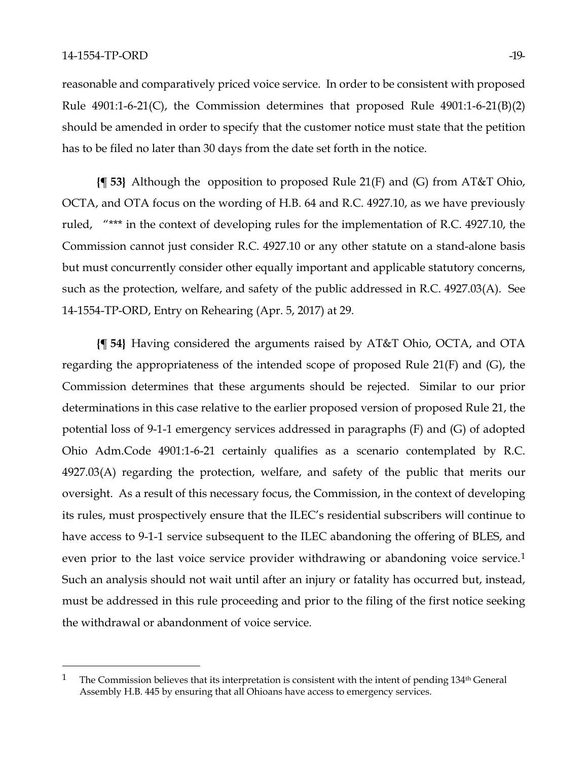reasonable and comparatively priced voice service. In order to be consistent with proposed Rule 4901:1-6-21(C), the Commission determines that proposed Rule 4901:1-6-21(B)(2) should be amended in order to specify that the customer notice must state that the petition has to be filed no later than 30 days from the date set forth in the notice.

**{¶ 53}** Although the opposition to proposed Rule 21(F) and (G) from AT&T Ohio, OCTA, and OTA focus on the wording of H.B. 64 and R.C. 4927.10, as we have previously ruled, "*** in the context of developing rules for the implementation of R.C. 4927.10, the Commission cannot just consider R.C. 4927.10 or any other statute on a stand-alone basis but must concurrently consider other equally important and applicable statutory concerns, such as the protection, welfare, and safety of the public addressed in R.C. 4927.03(A). See 14-1554-TP-ORD, Entry on Rehearing (Apr. 5, 2017) at 29.

**{¶ 54}** Having considered the arguments raised by AT&T Ohio, OCTA, and OTA regarding the appropriateness of the intended scope of proposed Rule 21(F) and (G), the Commission determines that these arguments should be rejected. Similar to our prior determinations in this case relative to the earlier proposed version of proposed Rule 21, the potential loss of 9-1-1 emergency services addressed in paragraphs (F) and (G) of adopted Ohio Adm.Code 4901:1-6-21 certainly qualifies as a scenario contemplated by R.C. 4927.03(A) regarding the protection, welfare, and safety of the public that merits our oversight. As a result of this necessary focus, the Commission, in the context of developing its rules, must prospectively ensure that the ILEC's residential subscribers will continue to have access to 9-1-1 service subsequent to the ILEC abandoning the offering of BLES, and even prior to the last voice service provider withdrawing or abandoning voice service.[1] Such an analysis should not wait until after an injury or fatality has occurred but, instead, must be addressed in this rule proceeding and prior to the filing of the first notice seeking the withdrawal or abandonment of voice service.

---

[1] The Commission believes that its interpretation is consistent with the intent of pending 134th General Assembly H.B. 445 by ensuring that all Ohioans have access to emergency services.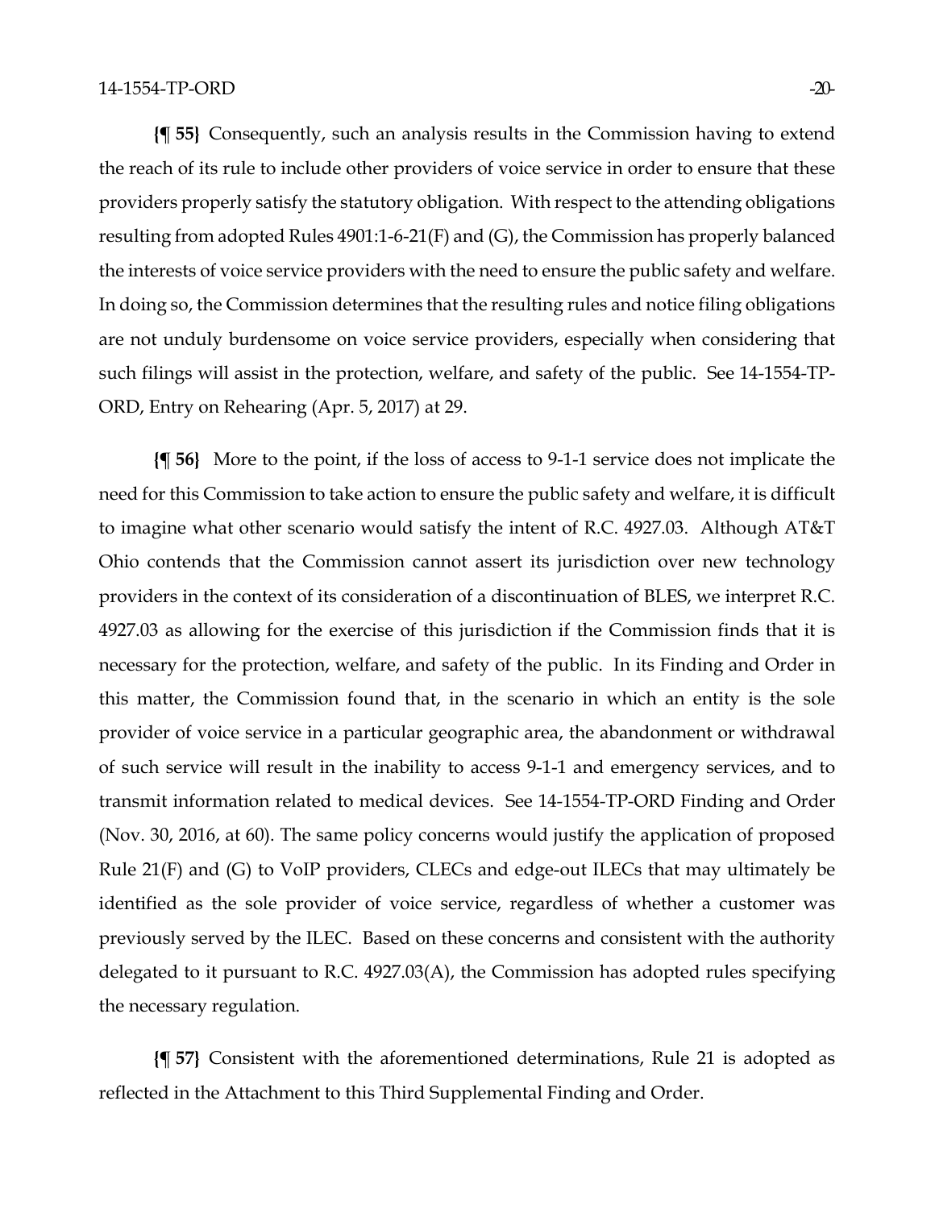**{¶ 55}** Consequently, such an analysis results in the Commission having to extend the reach of its rule to include other providers of voice service in order to ensure that these providers properly satisfy the statutory obligation. With respect to the attending obligations resulting from adopted Rules 4901:1-6-21(F) and (G), the Commission has properly balanced the interests of voice service providers with the need to ensure the public safety and welfare. In doing so, the Commission determines that the resulting rules and notice filing obligations are not unduly burdensome on voice service providers, especially when considering that such filings will assist in the protection, welfare, and safety of the public. See 14-1554-TP-ORD, Entry on Rehearing (Apr. 5, 2017) at 29.

**{¶ 56}** More to the point, if the loss of access to 9-1-1 service does not implicate the need for this Commission to take action to ensure the public safety and welfare, it is difficult to imagine what other scenario would satisfy the intent of R.C. 4927.03. Although AT&T Ohio contends that the Commission cannot assert its jurisdiction over new technology providers in the context of its consideration of a discontinuation of BLES, we interpret R.C. 4927.03 as allowing for the exercise of this jurisdiction if the Commission finds that it is necessary for the protection, welfare, and safety of the public. In its Finding and Order in this matter, the Commission found that, in the scenario in which an entity is the sole provider of voice service in a particular geographic area, the abandonment or withdrawal of such service will result in the inability to access 9-1-1 and emergency services, and to transmit information related to medical devices. See 14-1554-TP-ORD Finding and Order (Nov. 30, 2016, at 60). The same policy concerns would justify the application of proposed Rule 21(F) and (G) to VoIP providers, CLECs and edge-out ILECs that may ultimately be identified as the sole provider of voice service, regardless of whether a customer was previously served by the ILEC. Based on these concerns and consistent with the authority delegated to it pursuant to R.C. 4927.03(A), the Commission has adopted rules specifying the necessary regulation.

**{¶ 57}** Consistent with the aforementioned determinations, Rule 21 is adopted as reflected in the Attachment to this Third Supplemental Finding and Order.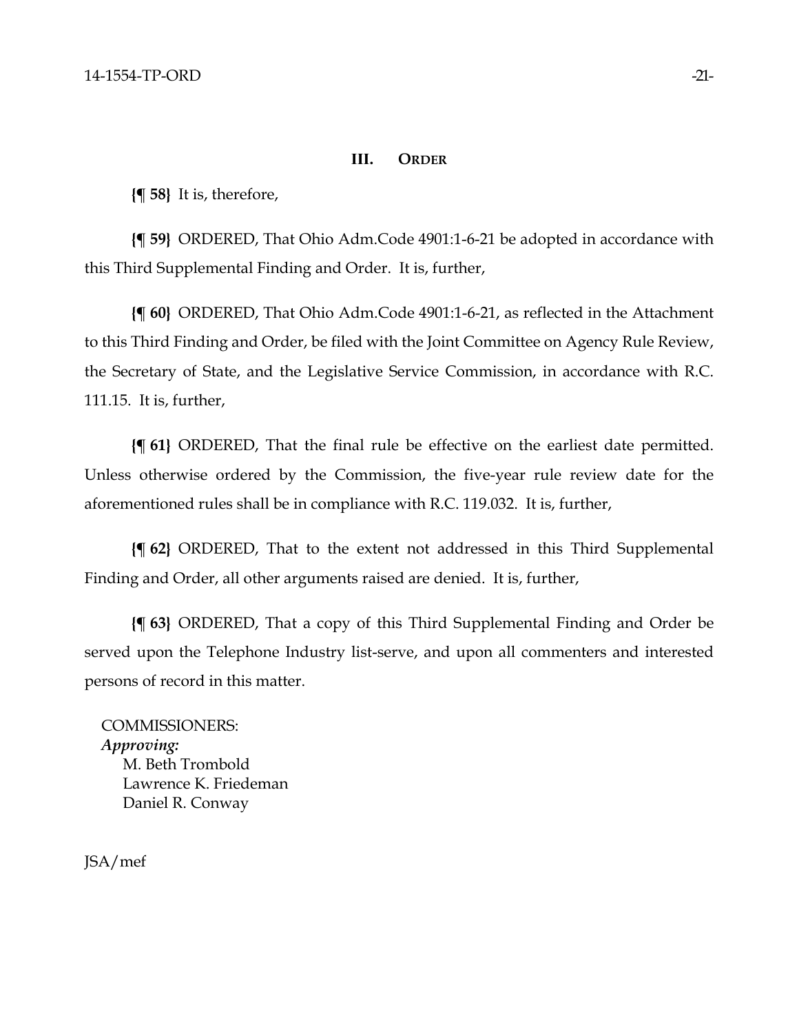## III. ORDER

**{¶ 58}** It is, therefore,

**{¶ 59}** ORDERED, That Ohio Adm.Code 4901:1-6-21 be adopted in accordance with this Third Supplemental Finding and Order. It is, further,

**{¶ 60}** ORDERED, That Ohio Adm.Code 4901:1-6-21, as reflected in the Attachment to this Third Finding and Order, be filed with the Joint Committee on Agency Rule Review, the Secretary of State, and the Legislative Service Commission, in accordance with R.C. 111.15. It is, further,

**{¶ 61}** ORDERED, That the final rule be effective on the earliest date permitted. Unless otherwise ordered by the Commission, the five-year rule review date for the aforementioned rules shall be in compliance with R.C. 119.032. It is, further,

**{¶ 62}** ORDERED, That to the extent not addressed in this Third Supplemental Finding and Order, all other arguments raised are denied. It is, further,

**{¶ 63}** ORDERED, That a copy of this Third Supplemental Finding and Order be served upon the Telephone Industry list-serve, and upon all commenters and interested persons of record in this matter.

COMMISSIONERS:
*Approving:*
M. Beth Trombold
Lawrence K. Friedeman
Daniel R. Conway

JSA/mef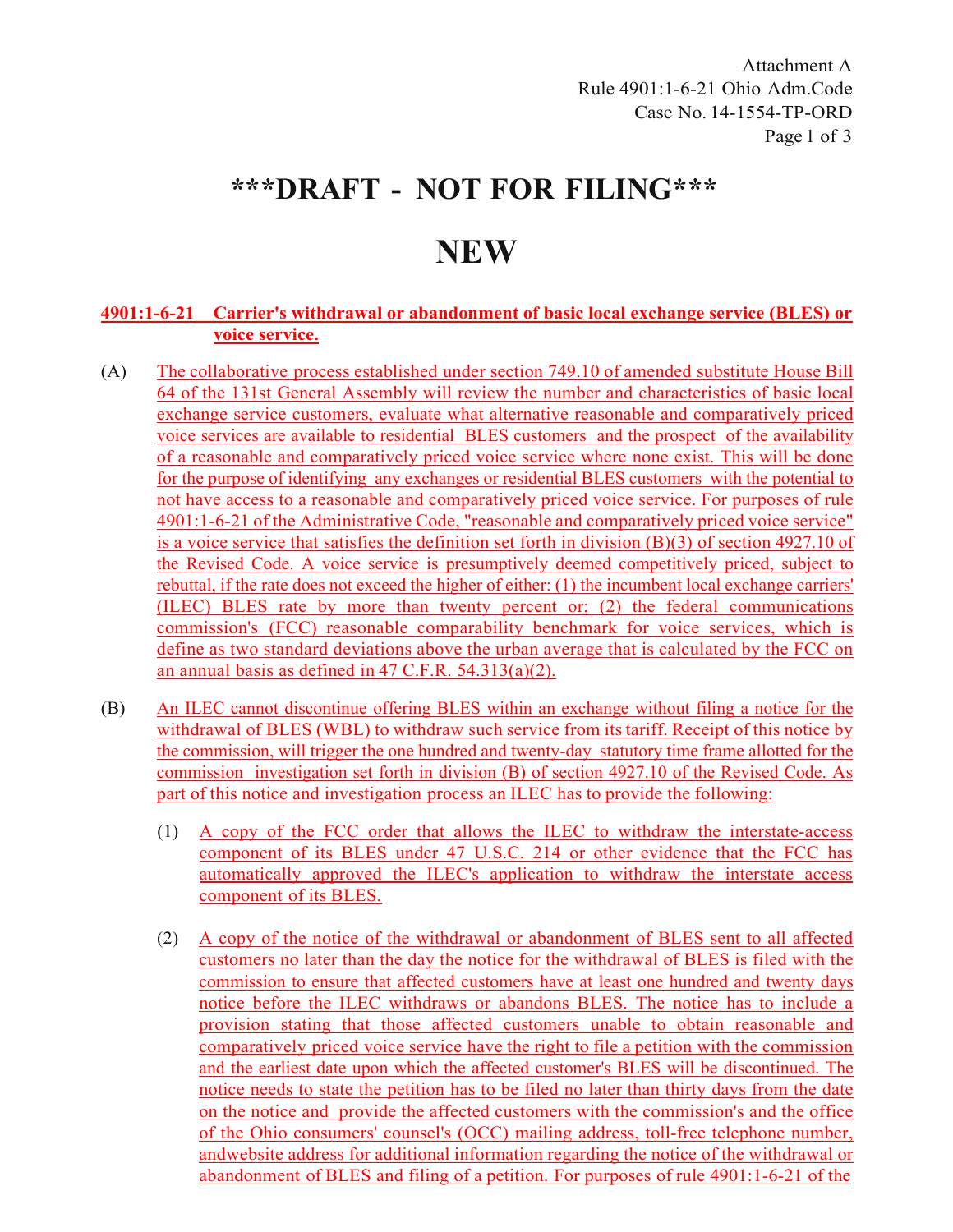Attachment A
Rule 4901:1-6-21 Ohio Adm.Code
Case No. 14-1554-TP-ORD

# \*\*\*DRAFT - NOT FOR FILING\*\*\*

# NEW

**4901:1-6-21 Carrier's withdrawal or abandonment of basic local exchange service (BLES) or voice service.**

(A) The collaborative process established under section 749.10 of amended substitute House Bill 64 of the 131st General Assembly will review the number and characteristics of basic local exchange service customers, evaluate what alternative reasonable and comparatively priced voice services are available to residential BLES customers and the prospect of the availability of a reasonable and comparatively priced voice service where none exist. This will be done for the purpose of identifying any exchanges or residential BLES customers with the potential to not have access to a reasonable and comparatively priced voice service. For purposes of rule 4901:1-6-21 of the Administrative Code, "reasonable and comparatively priced voice service" is a voice service that satisfies the definition set forth in division (B)(3) of section 4927.10 of the Revised Code. A voice service is presumptively deemed competitively priced, subject to rebuttal, if the rate does not exceed the higher of either: (1) the incumbent local exchange carriers' (ILEC) BLES rate by more than twenty percent or; (2) the federal communications commission's (FCC) reasonable comparability benchmark for voice services, which is define as two standard deviations above the urban average that is calculated by the FCC on an annual basis as defined in 47 C.F.R. 54.313(a)(2).

(B) An ILEC cannot discontinue offering BLES within an exchange without filing a notice for the withdrawal of BLES (WBL) to withdraw such service from its tariff. Receipt of this notice by the commission, will trigger the one hundred and twenty-day statutory time frame allotted for the commission investigation set forth in division (B) of section 4927.10 of the Revised Code. As part of this notice and investigation process an ILEC has to provide the following:

(1) A copy of the FCC order that allows the ILEC to withdraw the interstate-access component of its BLES under 47 U.S.C. 214 or other evidence that the FCC has automatically approved the ILEC's application to withdraw the interstate access component of its BLES.

(2) A copy of the notice of the withdrawal or abandonment of BLES sent to all affected customers no later than the day the notice for the withdrawal of BLES is filed with the commission to ensure that affected customers have at least one hundred and twenty days notice before the ILEC withdraws or abandons BLES. The notice has to include a provision stating that those affected customers unable to obtain reasonable and comparatively priced voice service have the right to file a petition with the commission and the earliest date upon which the affected customer's BLES will be discontinued. The notice needs to state the petition has to be filed no later than thirty days from the date on the notice and provide the affected customers with the commission's and the office of the Ohio consumers' counsel's (OCC) mailing address, toll-free telephone number, andwebsite address for additional information regarding the notice of the withdrawal or abandonment of BLES and filing of a petition. For purposes of rule 4901:1-6-21 of the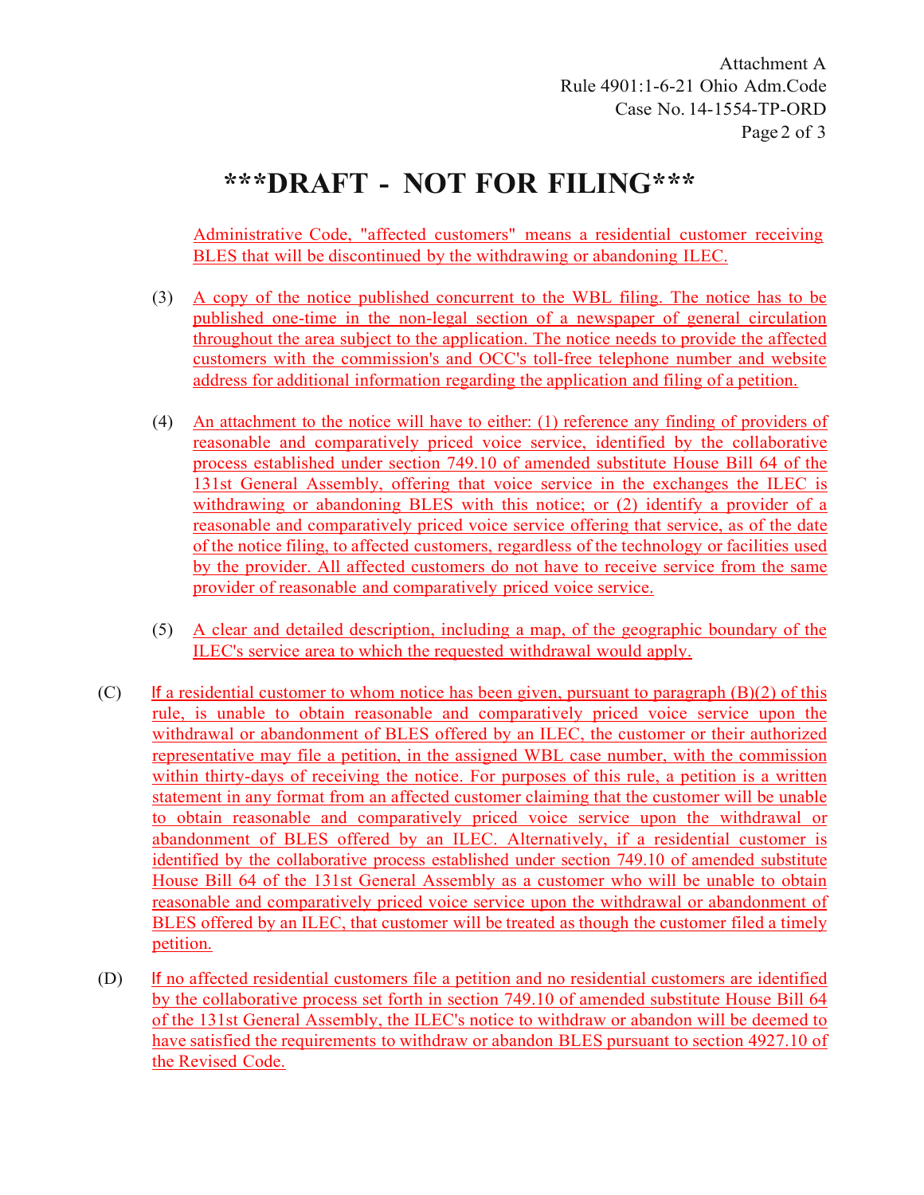***DRAFT - NOT FOR FILING***

Administrative Code, "affected customers" means a residential customer receiving BLES that will be discontinued by the withdrawing or abandoning ILEC.

(3) A copy of the notice published concurrent to the WBL filing. The notice has to be published one-time in the non-legal section of a newspaper of general circulation throughout the area subject to the application. The notice needs to provide the affected customers with the commission's and OCC's toll-free telephone number and website address for additional information regarding the application and filing of a petition.

(4) An attachment to the notice will have to either: (1) reference any finding of providers of reasonable and comparatively priced voice service, identified by the collaborative process established under section 749.10 of amended substitute House Bill 64 of the 131st General Assembly, offering that voice service in the exchanges the ILEC is withdrawing or abandoning BLES with this notice; or (2) identify a provider of a reasonable and comparatively priced voice service offering that service, as of the date of the notice filing, to affected customers, regardless of the technology or facilities used by the provider. All affected customers do not have to receive service from the same provider of reasonable and comparatively priced voice service.

(5) A clear and detailed description, including a map, of the geographic boundary of the ILEC's service area to which the requested withdrawal would apply.

(C) If a residential customer to whom notice has been given, pursuant to paragraph (B)(2) of this rule, is unable to obtain reasonable and comparatively priced voice service upon the withdrawal or abandonment of BLES offered by an ILEC, the customer or their authorized representative may file a petition, in the assigned WBL case number, with the commission within thirty-days of receiving the notice. For purposes of this rule, a petition is a written statement in any format from an affected customer claiming that the customer will be unable to obtain reasonable and comparatively priced voice service upon the withdrawal or abandonment of BLES offered by an ILEC. Alternatively, if a residential customer is identified by the collaborative process established under section 749.10 of amended substitute House Bill 64 of the 131st General Assembly as a customer who will be unable to obtain reasonable and comparatively priced voice service upon the withdrawal or abandonment of BLES offered by an ILEC, that customer will be treated as though the customer filed a timely petition.

(D) If no affected residential customers file a petition and no residential customers are identified by the collaborative process set forth in section 749.10 of amended substitute House Bill 64 of the 131st General Assembly, the ILEC's notice to withdraw or abandon will be deemed to have satisfied the requirements to withdraw or abandon BLES pursuant to section 4927.10 of the Revised Code.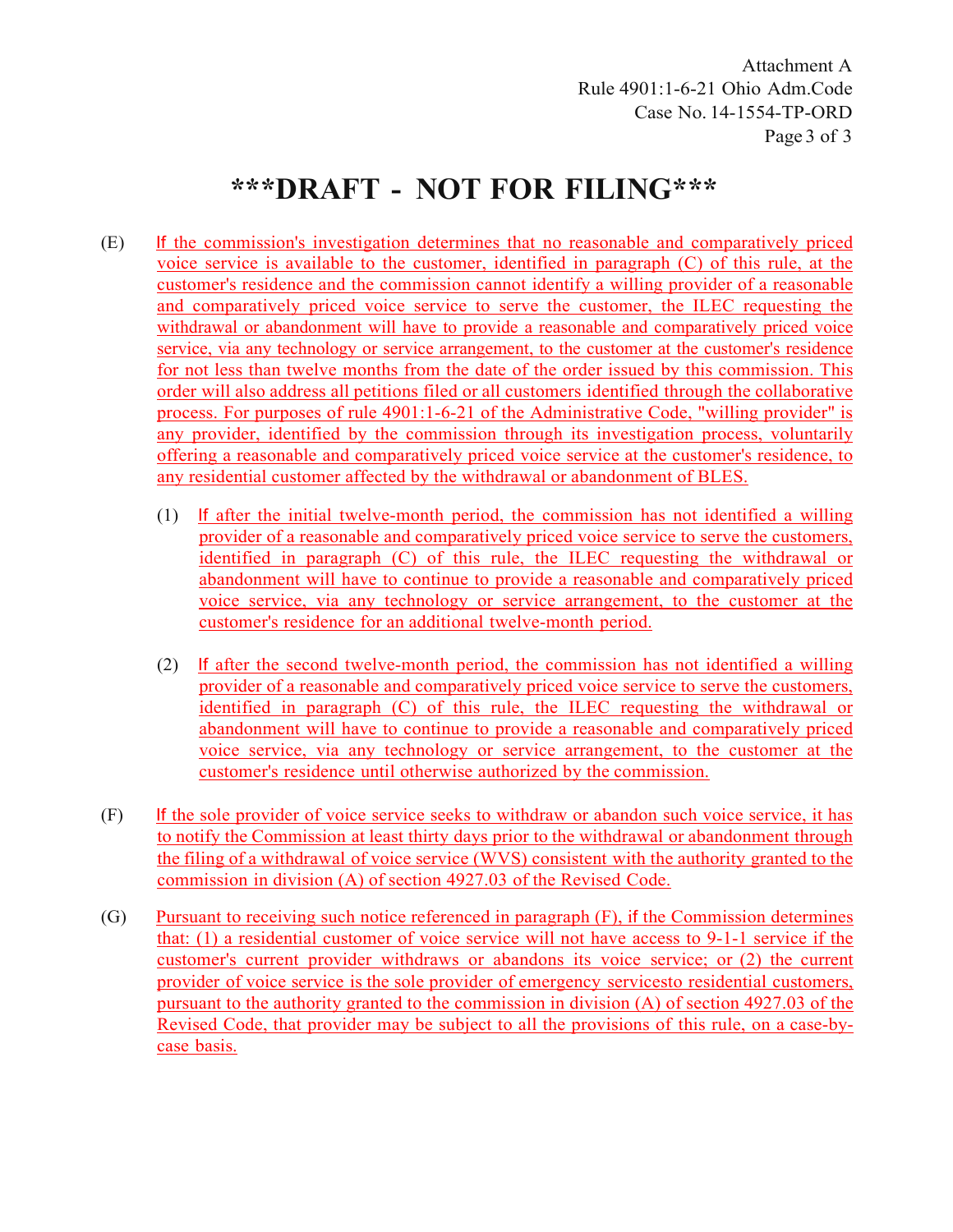**\*\*\*DRAFT - NOT FOR FILING\*\*\***

(E) If the commission's investigation determines that no reasonable and comparatively priced voice service is available to the customer, identified in paragraph (C) of this rule, at the customer's residence and the commission cannot identify a willing provider of a reasonable and comparatively priced voice service to serve the customer, the ILEC requesting the withdrawal or abandonment will have to provide a reasonable and comparatively priced voice service, via any technology or service arrangement, to the customer at the customer's residence for not less than twelve months from the date of the order issued by this commission. This order will also address all petitions filed or all customers identified through the collaborative process. For purposes of rule 4901:1-6-21 of the Administrative Code, "willing provider" is any provider, identified by the commission through its investigation process, voluntarily offering a reasonable and comparatively priced voice service at the customer's residence, to any residential customer affected by the withdrawal or abandonment of BLES.

(1) If after the initial twelve-month period, the commission has not identified a willing provider of a reasonable and comparatively priced voice service to serve the customers, identified in paragraph (C) of this rule, the ILEC requesting the withdrawal or abandonment will have to continue to provide a reasonable and comparatively priced voice service, via any technology or service arrangement, to the customer at the customer's residence for an additional twelve-month period.

(2) If after the second twelve-month period, the commission has not identified a willing provider of a reasonable and comparatively priced voice service to serve the customers, identified in paragraph (C) of this rule, the ILEC requesting the withdrawal or abandonment will have to continue to provide a reasonable and comparatively priced voice service, via any technology or service arrangement, to the customer at the customer's residence until otherwise authorized by the commission.

(F) If the sole provider of voice service seeks to withdraw or abandon such voice service, it has to notify the Commission at least thirty days prior to the withdrawal or abandonment through the filing of a withdrawal of voice service (WVS) consistent with the authority granted to the commission in division (A) of section 4927.03 of the Revised Code.

(G) Pursuant to receiving such notice referenced in paragraph (F), if the Commission determines that: (1) a residential customer of voice service will not have access to 9-1-1 service if the customer's current provider withdraws or abandons its voice service; or (2) the current provider of voice service is the sole provider of emergency servicesto residential customers, pursuant to the authority granted to the commission in division (A) of section 4927.03 of the Revised Code, that provider may be subject to all the provisions of this rule, on a case-by-case basis.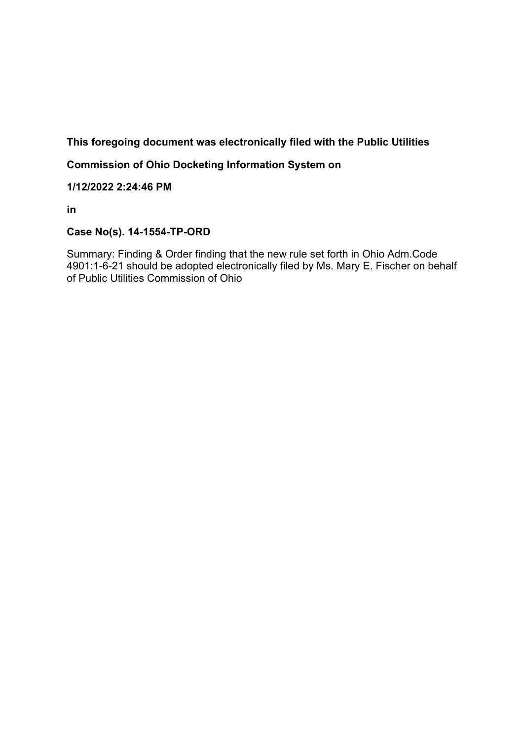**This foregoing document was electronically filed with the Public Utilities**

**Commission of Ohio Docketing Information System on**

**1/12/2022 2:24:46 PM**

**in**

**Case No(s). 14-1554-TP-ORD**

Summary: Finding & Order finding that the new rule set forth in Ohio Adm.Code 4901:1-6-21 should be adopted electronically filed by Ms. Mary E. Fischer on behalf of Public Utilities Commission of Ohio